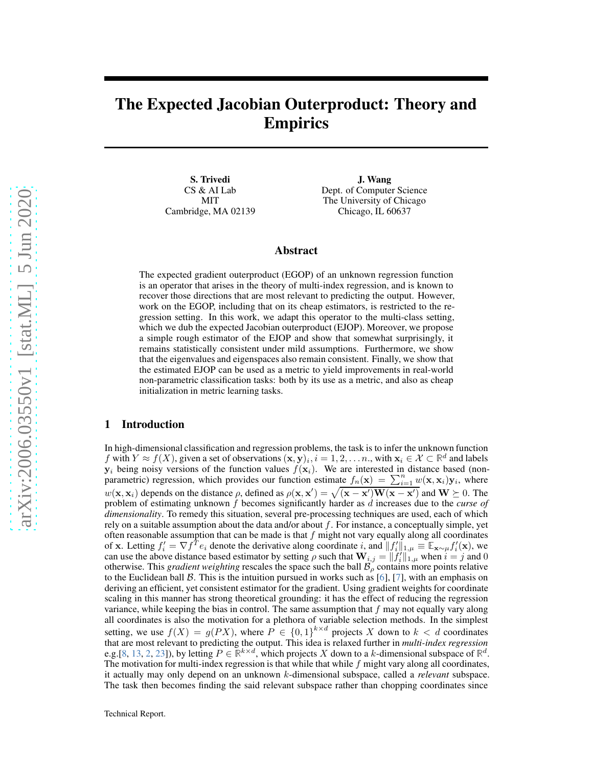# The Expected Jacobian Outerproduct: Theory and Empirics

**S. Trivedi**
CS & AI Lab
MIT
Cambridge, MA 02139

**J. Wang**
Dept. of Computer Science
The University of Chicago
Chicago, IL 60637

## Abstract

The expected gradient outerproduct (EGOP) of an unknown regression function is an operator that arises in the theory of multi-index regression, and is known to recover those directions that are most relevant to predicting the output. However, work on the EGOP, including that on its cheap estimators, is restricted to the regression setting. In this work, we adapt this operator to the multi-class setting, which we dub the expected Jacobian outerproduct (EJOP). Moreover, we propose a simple rough estimator of the EJOP and show that somewhat surprisingly, it remains statistically consistent under mild assumptions. Furthermore, we show that the eigenvalues and eigenspaces also remain consistent. Finally, we show that the estimated EJOP can be used as a metric to yield improvements in real-world non-parametric classification tasks: both by its use as a metric, and also as cheap initialization in metric learning tasks.

## 1 Introduction

In high-dimensional classification and regression problems, the task is to infer the unknown function $f$ with $Y \approx f(X)$, given a set of observations $(\mathbf{x}, \mathbf{y})_i, i = 1, 2, \ldots n.$, with $\mathbf{x}_i \in \mathcal{X} \subset \mathbb{R}^d$ and labels $\mathbf{y}_i$ being noisy versions of the function values $f(\mathbf{x}_i)$. We are interested in distance based (non-parametric) regression, which provides our function estimate $f_n(\mathbf{x}) = \sum_{i=1}^n w(\mathbf{x}, \mathbf{x}_i)\mathbf{y}_i$, where $w(\mathbf{x}, \mathbf{x}_i)$ depends on the distance $\rho$, defined as $\rho(\mathbf{x}, \mathbf{x}') = \sqrt{(\mathbf{x} - \mathbf{x}')\mathbf{W}(\mathbf{x} - \mathbf{x}')}$ and $\mathbf{W} \succeq 0$. The problem of estimating unknown $f$ becomes significantly harder as $d$ increases due to the *curse of dimensionality*. To remedy this situation, several pre-processing techniques are used, each of which rely on a suitable assumption about the data and/or about $f$. For instance, a conceptually simple, yet often reasonable assumption that can be made is that $f$ might not vary equally along all coordinates of $\mathbf{x}$. Letting $f_i' = \nabla f^T e_i$ denote the derivative along coordinate $i$, and $\|f_i'\|_{1,\mu} \equiv \mathbb{E}_{\mathbf{x} \sim \mu} f_i'(\mathbf{x})$, we can use the above distance based estimator by setting $\rho$ such that $\mathbf{W}_{i,j} = \|f_i'\|_{1,\mu}$ when $i = j$ and 0 otherwise. This *gradient weighting* rescales the space such the ball $\mathcal{B}_\rho$ contains more points relative to the Euclidean ball $\mathcal{B}$. This is the intuition pursued in works such as [6], [7], with an emphasis on deriving an efficient, yet consistent estimator for the gradient. Using gradient weights for coordinate scaling in this manner has strong theoretical grounding: it has the effect of reducing the regression variance, while keeping the bias in control. The same assumption that $f$ may not equally vary along all coordinates is also the motivation for a plethora of variable selection methods. In the simplest setting, we use $f(X) = g(PX)$, where $P \in \{0, 1\}^{k \times d}$ projects $X$ down to $k < d$ coordinates that are most relevant to predicting the output. This idea is relaxed further in *multi-index regression* e.g.[8, 13, 2, 23]), by letting $P \in \mathbb{R}^{k \times d}$, which projects $X$ down to a $k$-dimensional subspace of $\mathbb{R}^d$. The motivation for multi-index regression is that while that while $f$ might vary along all coordinates, it actually may only depend on an unknown $k$-dimensional subspace, called a *relevant* subspace. The task then becomes finding the said relevant subspace rather than chopping coordinates since

Technical Report.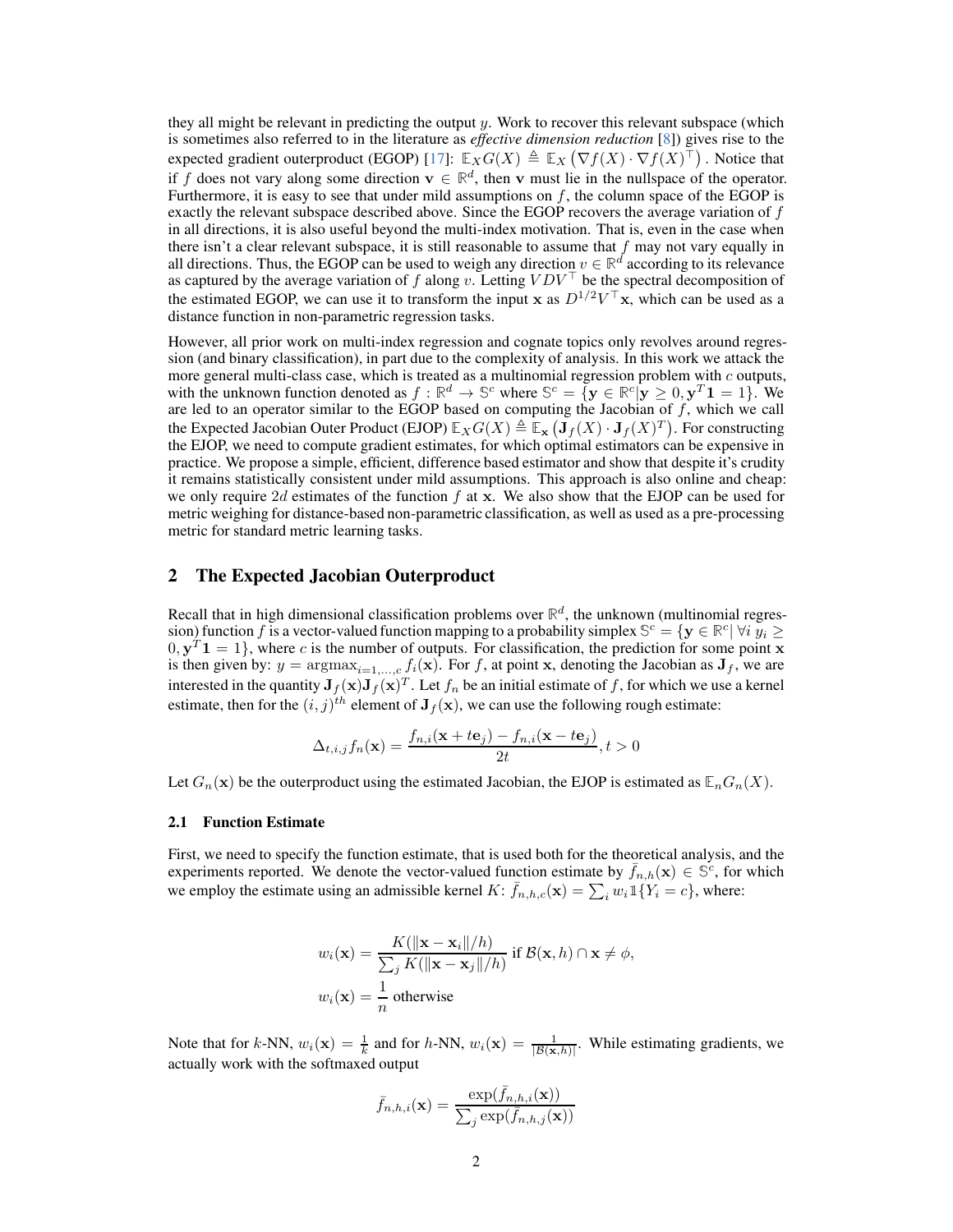they all might be relevant in predicting the output $y$. Work to recover this relevant subspace (which is sometimes also referred to in the literature as *effective dimension reduction* [8]) gives rise to the expected gradient outerproduct (EGOP) [17]: $\mathbb{E}_X G(X) \triangleq \mathbb{E}_X \left(\nabla f(X) \cdot \nabla f(X)^\top\right)$. Notice that if $f$ does not vary along some direction $\mathbf{v} \in \mathbb{R}^d$, then $\mathbf{v}$ must lie in the nullspace of the operator. Furthermore, it is easy to see that under mild assumptions on $f$, the column space of the EGOP is exactly the relevant subspace described above. Since the EGOP recovers the average variation of $f$ in all directions, it is also useful beyond the multi-index motivation. That is, even in the case when there isn't a clear relevant subspace, it is still reasonable to assume that $f$ may not vary equally in all directions. Thus, the EGOP can be used to weigh any direction $v \in \mathbb{R}^d$ according to its relevance as captured by the average variation of $f$ along $v$. Letting $VDV^\top$ be the spectral decomposition of the estimated EGOP, we can use it to transform the input $\mathbf{x}$ as $D^{1/2}V^\top \mathbf{x}$, which can be used as a distance function in non-parametric regression tasks.

However, all prior work on multi-index regression and cognate topics only revolves around regression (and binary classification), in part due to the complexity of analysis. In this work we attack the more general multi-class case, which is treated as a multinomial regression problem with $c$ outputs, with the unknown function denoted as $f : \mathbb{R}^d \to \mathbb{S}^c$ where $\mathbb{S}^c = \{\mathbf{y} \in \mathbb{R}^c | \mathbf{y} \geq 0, \mathbf{y}^T \mathbf{1} = 1\}$. We are led to an operator similar to the EGOP based on computing the Jacobian of $f$, which we call the Expected Jacobian Outer Product (EJOP) $\mathbb{E}_X G(X) \triangleq \mathbb{E}_\mathbf{x} \left(\mathbf{J}_f(X) \cdot \mathbf{J}_f(X)^T\right)$. For constructing the EJOP, we need to compute gradient estimates, for which optimal estimators can be expensive in practice. We propose a simple, efficient, difference based estimator and show that despite it's crudity it remains statistically consistent under mild assumptions. This approach is also online and cheap: we only require $2d$ estimates of the function $f$ at $\mathbf{x}$. We also show that the EJOP can be used for metric weighing for distance-based non-parametric classification, as well as used as a pre-processing metric for standard metric learning tasks.

## 2 The Expected Jacobian Outerproduct

Recall that in high dimensional classification problems over $\mathbb{R}^d$, the unknown (multinomial regression) function $f$ is a vector-valued function mapping to a probability simplex $\mathbb{S}^c = \{\mathbf{y} \in \mathbb{R}^c | \; \forall i \; y_i \geq 0, \mathbf{y}^T \mathbf{1} = 1\}$, where $c$ is the number of outputs. For classification, the prediction for some point $\mathbf{x}$ is then given by: $y = \text{argmax}_{i=1,\ldots,c} f_i(\mathbf{x})$. For $f$, at point $\mathbf{x}$, denoting the Jacobian as $\mathbf{J}_f$, we are interested in the quantity $\mathbf{J}_f(\mathbf{x})\mathbf{J}_f(\mathbf{x})^T$. Let $f_n$ be an initial estimate of $f$, for which we use a kernel estimate, then for the $(i, j)^{th}$ element of $\mathbf{J}_f(\mathbf{x})$, we can use the following rough estimate:

$$\Delta_{t,i,j} f_n(\mathbf{x}) = \frac{f_{n,i}(\mathbf{x} + t\mathbf{e}_j) - f_{n,i}(\mathbf{x} - t\mathbf{e}_j)}{2t}, t > 0$$

Let $G_n(\mathbf{x})$ be the outerproduct using the estimated Jacobian, the EJOP is estimated as $\mathbb{E}_n G_n(X)$.

### 2.1 Function Estimate

First, we need to specify the function estimate, that is used both for the theoretical analysis, and the experiments reported. We denote the vector-valued function estimate by $\bar{f}_{n,h}(\mathbf{x}) \in \mathbb{S}^c$, for which we employ the estimate using an admissible kernel $K$: $\bar{f}_{n,h,c}(\mathbf{x}) = \sum_i w_i \mathbb{1}\{Y_i = c\}$, where:

$$w_i(\mathbf{x}) = \frac{K(\|\mathbf{x} - \mathbf{x}_i\|/h)}{\sum_j K(\|\mathbf{x} - \mathbf{x}_j\|/h)} \text{ if } \mathcal{B}(\mathbf{x}, h) \cap \mathbf{x} \neq \phi,$$

$$w_i(\mathbf{x}) = \frac{1}{n} \text{ otherwise}$$

Note that for $k$-NN, $w_i(\mathbf{x}) = \frac{1}{k}$ and for $h$-NN, $w_i(\mathbf{x}) = \frac{1}{|\mathcal{B}(\mathbf{x},h)|}$. While estimating gradients, we actually work with the softmaxed output

$$\bar{f}_{n,h,i}(\mathbf{x}) = \frac{\exp(\bar{f}_{n,h,i}(\mathbf{x}))}{\sum_j \exp(\bar{f}_{n,h,j}(\mathbf{x}))}$$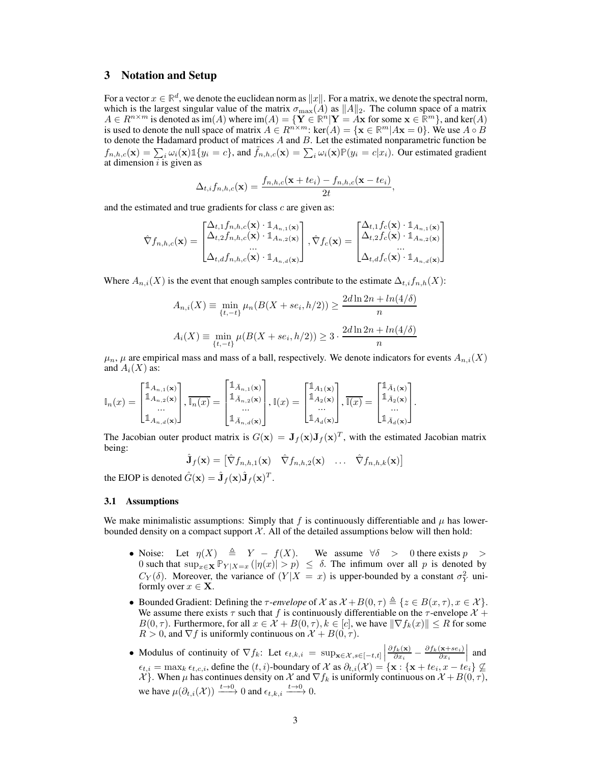## 3 Notation and Setup

For a vector $x \in \mathbb{R}^d$, we denote the euclidean norm as $\|x\|$. For a matrix, we denote the spectral norm, which is the largest singular value of the matrix $\sigma_{\max}(A)$ as $\|A\|_2$. The column space of a matrix $A \in R^{n\times m}$ is denoted as $\text{im}(A)$ where $\text{im}(A) = \{\mathbf{Y} \in \mathbb{R}^n | \mathbf{Y} = A\mathbf{x} \text{ for some } \mathbf{x} \in \mathbb{R}^m\}$, and $\ker(A)$ is used to denote the null space of matrix $A \in R^{n\times m}$: $\ker(A) = \{\mathbf{x} \in \mathbb{R}^m | A\mathbf{x} = 0\}$. We use $A \circ B$ to denote the Hadamard product of matrices $A$ and $B$. Let the estimated nonparametric function be $f_{n,h,c}(\mathbf{x}) = \sum_i \omega_i(\mathbf{x})\mathbb{1}\{y_i = c\}$, and $\tilde{f}_{n,h,c}(\mathbf{x}) = \sum_i \omega_i(\mathbf{x})\mathbb{P}(y_i = c|x_i)$. Our estimated gradient at dimension $i$ is given as

$$\Delta_{t,i} f_{n,h,c}(\mathbf{x}) = \frac{f_{n,h,c}(\mathbf{x} + te_i) - f_{n,h,c}(\mathbf{x} - te_i)}{2t},$$

and the estimated and true gradients for class $c$ are given as:

$$\hat{\nabla} f_{n,h,c}(\mathbf{x}) = \begin{bmatrix} \Delta_{t,1} f_{n,h,c}(\mathbf{x}) \cdot \mathbb{1}_{A_{n,1}(\mathbf{x})} \\ \Delta_{t,2} f_{n,h,c}(\mathbf{x}) \cdot \mathbb{1}_{A_{n,2}(\mathbf{x})} \\ \dots \\ \Delta_{t,d} f_{n,h,c}(\mathbf{x}) \cdot \mathbb{1}_{A_{n,d}(\mathbf{x})} \end{bmatrix}, \hat{\nabla} f_c(\mathbf{x}) = \begin{bmatrix} \Delta_{t,1} f_c(\mathbf{x}) \cdot \mathbb{1}_{A_{n,1}(\mathbf{x})} \\ \Delta_{t,2} f_c(\mathbf{x}) \cdot \mathbb{1}_{A_{n,2}(\mathbf{x})} \\ \dots \\ \Delta_{t,d} f_c(\mathbf{x}) \cdot \mathbb{1}_{A_{n,d}(\mathbf{x})} \end{bmatrix}$$

Where $A_{n,i}(X)$ is the event that enough samples contribute to the estimate $\Delta_{t,i} f_{n,h}(X)$:

$$A_{n,i}(X) \equiv \min_{\{t,-t\}} \mu_n(B(X + se_i, h/2)) \geq \frac{2d \ln 2n + ln(4/\delta)}{n}$$

$$A_i(X) \equiv \min_{\{t,-t\}} \mu(B(X + se_i, h/2)) \geq 3 \cdot \frac{2d \ln 2n + ln(4/\delta)}{n}$$

$\mu_n$, $\mu$ are empirical mass and mass of a ball, respectively. We denote indicators for events $A_{n,i}(X)$ and $A_i(X)$ as:

$$\mathbb{I}_n(x) = \begin{bmatrix} \mathbb{1}_{A_{n,1}(\mathbf{x})} \\ \mathbb{1}_{A_{n,2}(\mathbf{x})} \\ \dots \\ \mathbb{1}_{A_{n,d}(\mathbf{x})} \end{bmatrix}, \overline{\mathbb{I}_n(x)} = \begin{bmatrix} \mathbb{1}_{\bar{A}_{n,1}(\mathbf{x})} \\ \mathbb{1}_{\bar{A}_{n,2}(\mathbf{x})} \\ \dots \\ \mathbb{1}_{\bar{A}_{n,d}(\mathbf{x})} \end{bmatrix}, \mathbb{I}(x) = \begin{bmatrix} \mathbb{1}_{A_1(\mathbf{x})} \\ \mathbb{1}_{A_2(\mathbf{x})} \\ \dots \\ \mathbb{1}_{A_d(\mathbf{x})} \end{bmatrix}, \overline{\mathbb{I}(x)} = \begin{bmatrix} \mathbb{1}_{\bar{A}_1(\mathbf{x})} \\ \mathbb{1}_{\bar{A}_2(\mathbf{x})} \\ \dots \\ \mathbb{1}_{\bar{A}_d(\mathbf{x})} \end{bmatrix}.$$

The Jacobian outer product matrix is $G(\mathbf{x}) = \mathbf{J}_f(\mathbf{x})\mathbf{J}_f(\mathbf{x})^T$, with the estimated Jacobian matrix being:

$$\hat{\mathbf{J}}_f(\mathbf{x}) = \begin{bmatrix} \hat{\nabla} f_{n,h,1}(\mathbf{x}) & \hat{\nabla} f_{n,h,2}(\mathbf{x}) & \dots & \hat{\nabla} f_{n,h,k}(\mathbf{x}) \end{bmatrix}$$

the EJOP is denoted $\hat{G}(\mathbf{x}) = \hat{\mathbf{J}}_f(\mathbf{x})\hat{\mathbf{J}}_f(\mathbf{x})^T$.

### 3.1 Assumptions

We make minimalistic assumptions: Simply that $f$ is continuously differentiable and $\mu$ has lower-bounded density on a compact support $\mathcal{X}$. All of the detailed assumptions below will then hold:

- Noise: Let $\eta(X) \triangleq Y - f(X)$. We assume $\forall\delta > 0$ there exists $p > 0$ such that $\sup_{x\in\mathbf{X}} \mathbb{P}_{Y|X=x}(|\eta(x)| > p) \leq \delta$. The infimum over all $p$ is denoted by $C_Y(\delta)$. Moreover, the variance of $(Y|X = x)$ is upper-bounded by a constant $\sigma_Y^2$ uniformly over $x \in \mathbf{X}$.
- Bounded Gradient: Defining the *$\tau$-envelope* of $\mathcal{X}$ as $\mathcal{X} + B(0, \tau) \triangleq \{z \in B(x, \tau), x \in \mathcal{X}\}$. We assume there exists $\tau$ such that $f$ is continuously differentiable on the $\tau$-envelope $\mathcal{X} + B(0, \tau)$. Furthermore, for all $x \in \mathcal{X} + B(0, \tau), k \in [c]$, we have $\|\nabla f_k(x)\| \leq R$ for some $R > 0$, and $\nabla f$ is uniformly continuous on $\mathcal{X} + B(0, \tau)$.
- Modulus of continuity of $\nabla f_k$: Let $\epsilon_{t,k,i} = \sup_{\mathbf{x}\in\mathcal{X}, s\in[-t,t]} \left| \frac{\partial f_k(\mathbf{x})}{\partial x_i} - \frac{\partial f_k(\mathbf{x}+se_i)}{\partial x_i} \right|$ and $\epsilon_{t,i} = \max_k \epsilon_{t,c,i}$, define the $(t, i)$-boundary of $\mathcal{X}$ as $\partial_{t,i}(\mathcal{X}) = \{\mathbf{x} : \{\mathbf{x} + te_i, x - te_i\} \not\subseteq \mathcal{X}\}$. When $\mu$ has continues density on $\mathcal{X}$ and $\nabla f_k$ is uniformly continuous on $\mathcal{X} + B(0, \tau)$, we have $\mu(\partial_{t,i}(\mathcal{X})) \xrightarrow{t\to 0} 0$ and $\epsilon_{t,k,i} \xrightarrow{t\to 0} 0$.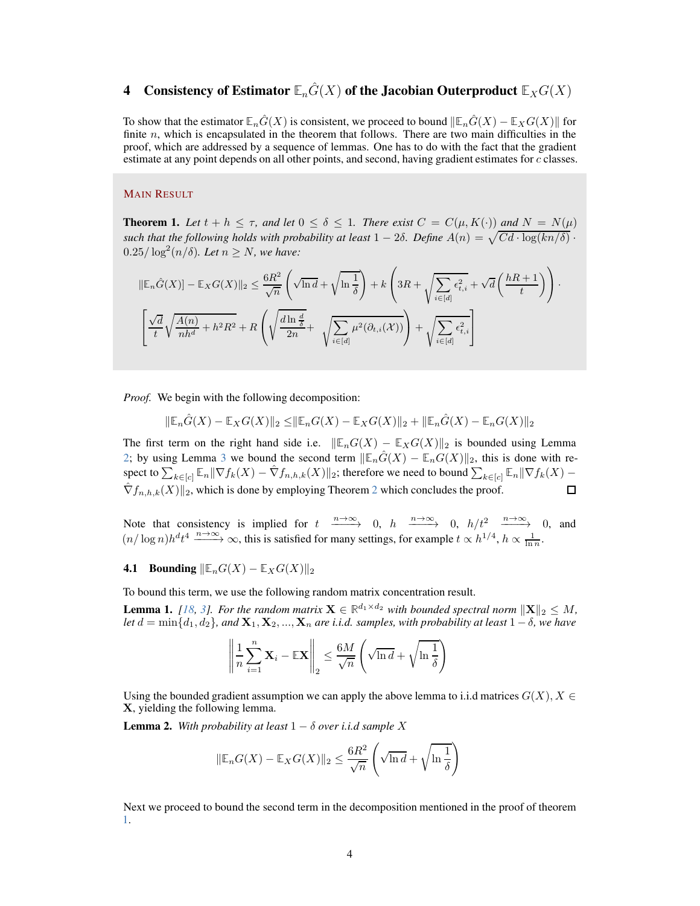## 4 Consistency of Estimator $\mathbb{E}_n \hat{G}(X)$ of the Jacobian Outerproduct $\mathbb{E}_X G(X)$

To show that the estimator $\mathbb{E}_n \hat{G}(X)$ is consistent, we proceed to bound $\|\mathbb{E}_n \hat{G}(X) - \mathbb{E}_X G(X)\|$ for finite $n$, which is encapsulated in the theorem that follows. There are two main difficulties in the proof, which are addressed by a sequence of lemmas. One has to do with the fact that the gradient estimate at any point depends on all other points, and second, having gradient estimates for $c$ classes.

MAIN RESULT

**Theorem 1.** *Let $t + h \leq \tau$, and let $0 \leq \delta \leq 1$. There exist $C = C(\mu, K(\cdot))$ and $N = N(\mu)$ such that the following holds with probability at least $1 - 2\delta$. Define $A(n) = \sqrt{Cd \cdot \log(kn/\delta)} \cdot 0.25/\log^2(n/\delta)$. Let $n \geq N$, we have:*

$$\|\mathbb{E}_n \hat{G}(X)] - \mathbb{E}_X G(X)\|_2 \leq \frac{6R^2}{\sqrt{n}}\left(\sqrt{\ln d} + \sqrt{\ln \frac{1}{\delta}}\right) + k\left(3R + \sqrt{\sum_{i\in[d]} \epsilon_{t,i}^2} + \sqrt{d}\left(\frac{hR+1}{t}\right)\right) \cdot$$

$$\left[\frac{\sqrt{d}}{t}\sqrt{\frac{A(n)}{nh^d} + h^2R^2} + R\left(\sqrt{\frac{d\ln\frac{d}{\delta}}{2n}} + \sqrt{\sum_{i\in[d]} \mu^2(\partial_{t,i}(\mathcal{X}))}\right) + \sqrt{\sum_{i\in[d]} \epsilon_{t,i}^2}\right]$$

*Proof.* We begin with the following decomposition:

$$\|\mathbb{E}_n \hat{G}(X) - \mathbb{E}_X G(X)\|_2 \leq \|\mathbb{E}_n G(X) - \mathbb{E}_X G(X)\|_2 + \|\mathbb{E}_n \hat{G}(X) - \mathbb{E}_n G(X)\|_2$$

The first term on the right hand side i.e. $\|\mathbb{E}_n G(X) - \mathbb{E}_X G(X)\|_2$ is bounded using Lemma 2; by using Lemma 3 we bound the second term $\|\mathbb{E}_n \hat{G}(X) - \mathbb{E}_n G(X)\|_2$, this is done with respect to $\sum_{k\in[c]} \mathbb{E}_n \|\nabla f_k(X) - \hat{\nabla} f_{n,h,k}(X)\|_2$; therefore we need to bound $\sum_{k\in[c]} \mathbb{E}_n \|\nabla f_k(X) - \hat{\nabla} f_{n,h,k}(X)\|_2$, which is done by employing Theorem 2 which concludes the proof. $\square$

Note that consistency is implied for $t \xrightarrow{n\to\infty} 0$, $h \xrightarrow{n\to\infty} 0$, $h/t^2 \xrightarrow{n\to\infty} 0$, and $(n/\log n)h^d t^4 \xrightarrow{n\to\infty} \infty$, this is satisfied for many settings, for example $t \propto h^{1/4}$, $h \propto \frac{1}{\ln n}$.

### 4.1 Bounding $\|\mathbb{E}_n G(X) - \mathbb{E}_X G(X)\|_2$

To bound this term, we use the following random matrix concentration result.

**Lemma 1.** *[18, 3]. For the random matrix $\mathbf{X} \in \mathbb{R}^{d_1 \times d_2}$ with bounded spectral norm $\|\mathbf{X}\|_2 \leq M$, let $d = \min\{d_1, d_2\}$, and $\mathbf{X}_1, \mathbf{X}_2, ..., \mathbf{X}_n$ are i.i.d. samples, with probability at least $1 - \delta$, we have*

$$\left\|\frac{1}{n}\sum_{i=1}^{n} \mathbf{X}_i - \mathbb{E}\mathbf{X}\right\|_2 \leq \frac{6M}{\sqrt{n}}\left(\sqrt{\ln d} + \sqrt{\ln \frac{1}{\delta}}\right)$$

Using the bounded gradient assumption we can apply the above lemma to i.i.d matrices $G(X), X \in \mathbf{X}$, yielding the following lemma.

**Lemma 2.** *With probability at least $1 - \delta$ over i.i.d sample $X$*

$$\|\mathbb{E}_n G(X) - \mathbb{E}_X G(X)\|_2 \leq \frac{6R^2}{\sqrt{n}}\left(\sqrt{\ln d} + \sqrt{\ln \frac{1}{\delta}}\right)$$

Next we proceed to bound the second term in the decomposition mentioned in the proof of theorem 1.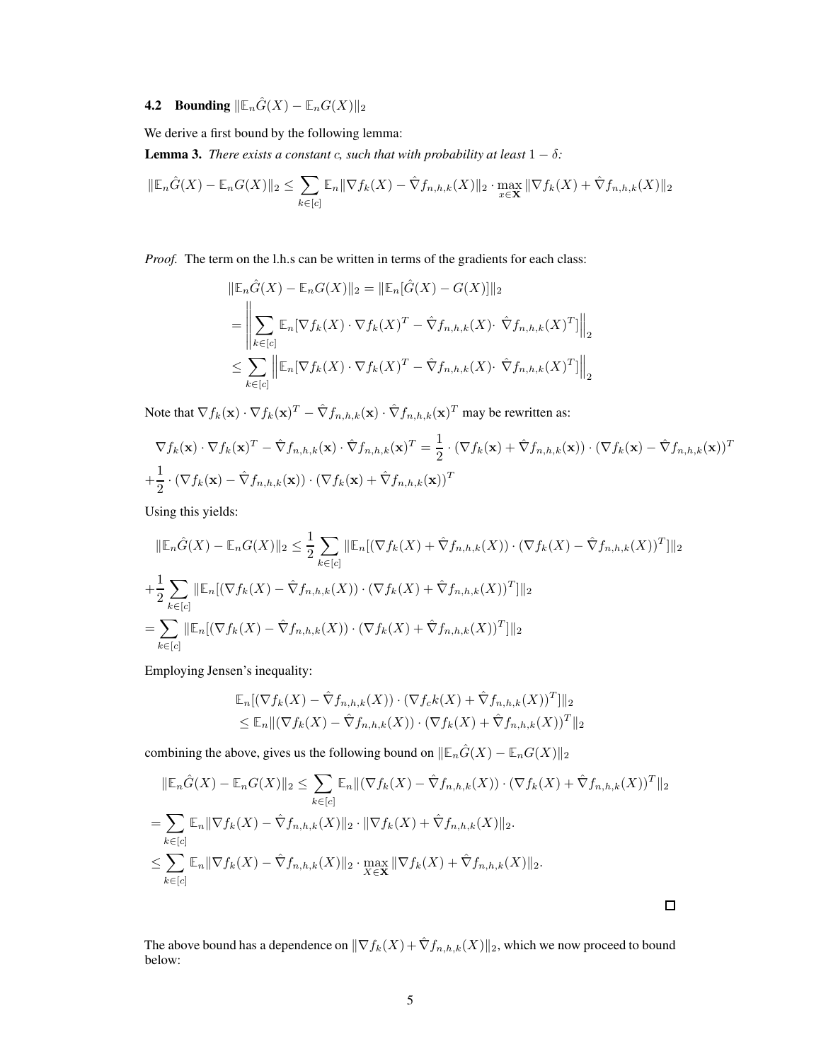### 4.2 Bounding $\|\mathbb{E}_n\hat{G}(X) - \mathbb{E}_nG(X)\|_2$

We derive a first bound by the following lemma:

**Lemma 3.** *There exists a constant c, such that with probability at least* $1-\delta$*:*

$$\|\mathbb{E}_n\hat{G}(X) - \mathbb{E}_nG(X)\|_2 \leq \sum_{k\in[c]} \mathbb{E}_n\|\nabla f_k(X) - \hat{\nabla} f_{n,h,k}(X)\|_2 \cdot \max_{x\in\mathbf{X}} \|\nabla f_k(X) + \hat{\nabla} f_{n,h,k}(X)\|_2$$

*Proof.* The term on the l.h.s can be written in terms of the gradients for each class:

$$\begin{aligned}
\|\mathbb{E}_n\hat{G}(X) - \mathbb{E}_nG(X)\|_2 &= \|\mathbb{E}_n[\hat{G}(X) - G(X)]\|_2 \\
&= \left\| \sum_{k\in[c]} \mathbb{E}_n[\nabla f_k(X)\cdot \nabla f_k(X)^T - \hat{\nabla} f_{n,h,k}(X)\cdot\ \hat{\nabla} f_{n,h,k}(X)^T] \right\|_2 \\
&\leq \sum_{k\in[c]} \left\| \mathbb{E}_n[\nabla f_k(X)\cdot \nabla f_k(X)^T - \hat{\nabla} f_{n,h,k}(X)\cdot\ \hat{\nabla} f_{n,h,k}(X)^T] \right\|_2
\end{aligned}$$

Note that $\nabla f_k(\mathbf{x}) \cdot \nabla f_k(\mathbf{x})^T - \hat{\nabla} f_{n,h,k}(\mathbf{x}) \cdot \hat{\nabla} f_{n,h,k}(\mathbf{x})^T$ may be rewritten as:

$$\begin{aligned}
&\nabla f_k(\mathbf{x}) \cdot \nabla f_k(\mathbf{x})^T - \hat{\nabla} f_{n,h,k}(\mathbf{x}) \cdot \hat{\nabla} f_{n,h,k}(\mathbf{x})^T = \frac{1}{2}\cdot (\nabla f_k(\mathbf{x}) + \hat{\nabla} f_{n,h,k}(\mathbf{x})) \cdot (\nabla f_k(\mathbf{x}) - \hat{\nabla} f_{n,h,k}(\mathbf{x}))^T \\
&+\frac{1}{2}\cdot (\nabla f_k(\mathbf{x}) - \hat{\nabla} f_{n,h,k}(\mathbf{x})) \cdot (\nabla f_k(\mathbf{x}) + \hat{\nabla} f_{n,h,k}(\mathbf{x}))^T
\end{aligned}$$

Using this yields:

$$\begin{aligned}
&\|\mathbb{E}_n\hat{G}(X) - \mathbb{E}_nG(X)\|_2 \leq \frac{1}{2}\sum_{k\in[c]} \|\mathbb{E}_n[(\nabla f_k(X) + \hat{\nabla} f_{n,h,k}(X)) \cdot (\nabla f_k(X) - \hat{\nabla} f_{n,h,k}(X))^T]\|_2 \\
&+\frac{1}{2}\sum_{k\in[c]} \|\mathbb{E}_n[(\nabla f_k(X) - \hat{\nabla} f_{n,h,k}(X)) \cdot (\nabla f_k(X) + \hat{\nabla} f_{n,h,k}(X))^T]\|_2 \\
&= \sum_{k\in[c]} \|\mathbb{E}_n[(\nabla f_k(X) - \hat{\nabla} f_{n,h,k}(X)) \cdot (\nabla f_k(X) + \hat{\nabla} f_{n,h,k}(X))^T]\|_2
\end{aligned}$$

Employing Jensen's inequality:

$$\begin{aligned}
&\mathbb{E}_n[(\nabla f_k(X) - \hat{\nabla} f_{n,h,k}(X)) \cdot (\nabla f_ck(X) + \hat{\nabla} f_{n,h,k}(X))^T]\|_2 \\
&\leq \mathbb{E}_n\|(\nabla f_k(X) - \hat{\nabla} f_{n,h,k}(X)) \cdot (\nabla f_k(X) + \hat{\nabla} f_{n,h,k}(X))^T\|_2
\end{aligned}$$

combining the above, gives us the following bound on $\|\mathbb{E}_n\hat{G}(X) - \mathbb{E}_nG(X)\|_2$

$$\begin{aligned}
&\|\mathbb{E}_n\hat{G}(X) - \mathbb{E}_nG(X)\|_2 \leq \sum_{k\in[c]} \mathbb{E}_n\|(\nabla f_k(X) - \hat{\nabla} f_{n,h,k}(X)) \cdot (\nabla f_k(X) + \hat{\nabla} f_{n,h,k}(X))^T\|_2 \\
&= \sum_{k\in[c]} \mathbb{E}_n\|\nabla f_k(X) - \hat{\nabla} f_{n,h,k}(X)\|_2 \cdot \|\nabla f_k(X) + \hat{\nabla} f_{n,h,k}(X)\|_2. \\
&\leq \sum_{k\in[c]} \mathbb{E}_n\|\nabla f_k(X) - \hat{\nabla} f_{n,h,k}(X)\|_2 \cdot \max_{X\in\mathbf{X}} \|\nabla f_k(X) + \hat{\nabla} f_{n,h,k}(X)\|_2.
\end{aligned}$$

□

The above bound has a dependence on $\|\nabla f_k(X) + \hat{\nabla} f_{n,h,k}(X)\|_2$, which we now proceed to bound below: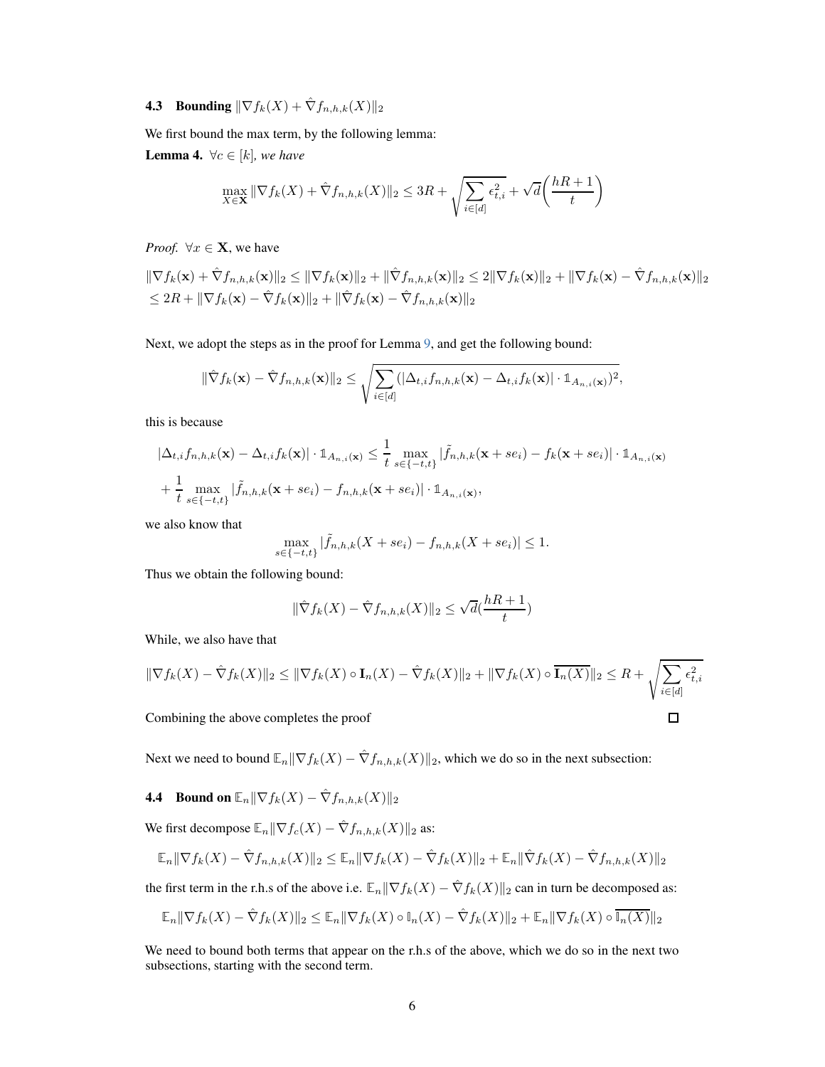### 4.3 Bounding $\|\nabla f_k(X) + \hat{\nabla} f_{n,h,k}(X)\|_2$

We first bound the max term, by the following lemma:

**Lemma 4.** *$\forall c \in [k]$, we have*

$$\max_{X \in \mathbf{X}} \|\nabla f_k(X) + \hat{\nabla} f_{n,h,k}(X)\|_2 \leq 3R + \sqrt{\sum_{i \in [d]} \epsilon_{t,i}^2} + \sqrt{d}\bigg(\frac{hR + 1}{t}\bigg)$$

*Proof.* $\forall x \in \mathbf{X}$, we have

$$\|\nabla f_k(\mathbf{x}) + \hat{\nabla} f_{n,h,k}(\mathbf{x})\|_2 \leq \|\nabla f_k(\mathbf{x})\|_2 + \|\hat{\nabla} f_{n,h,k}(\mathbf{x})\|_2 \leq 2\|\nabla f_k(\mathbf{x})\|_2 + \|\nabla f_k(\mathbf{x}) - \hat{\nabla} f_{n,h,k}(\mathbf{x})\|_2$$
$$\leq 2R + \|\nabla f_k(\mathbf{x}) - \hat{\nabla} f_k(\mathbf{x})\|_2 + \|\hat{\nabla} f_k(\mathbf{x}) - \hat{\nabla} f_{n,h,k}(\mathbf{x})\|_2$$

Next, we adopt the steps as in the proof for Lemma 9, and get the following bound:

$$\|\hat{\nabla} f_k(\mathbf{x}) - \hat{\nabla} f_{n,h,k}(\mathbf{x})\|_2 \leq \sqrt{\sum_{i \in [d]} (|\Delta_{t,i} f_{n,h,k}(\mathbf{x}) - \Delta_{t,i} f_k(\mathbf{x})| \cdot \mathbb{1}_{A_{n,i}(\mathbf{x})})^2},$$

this is because

$$|\Delta_{t,i} f_{n,h,k}(\mathbf{x}) - \Delta_{t,i} f_k(\mathbf{x})| \cdot \mathbb{1}_{A_{n,i}(\mathbf{x})} \leq \frac{1}{t} \max_{s \in \{-t,t\}} |\tilde{f}_{n,h,k}(\mathbf{x} + se_i) - f_k(\mathbf{x} + se_i)| \cdot \mathbb{1}_{A_{n,i}(\mathbf{x})}$$
$$+ \frac{1}{t} \max_{s \in \{-t,t\}} |\tilde{f}_{n,h,k}(\mathbf{x} + se_i) - f_{n,h,k}(\mathbf{x} + se_i)| \cdot \mathbb{1}_{A_{n,i}(\mathbf{x})},$$

we also know that

$$\max_{s \in \{-t,t\}} |\tilde{f}_{n,h,k}(X + se_i) - f_{n,h,k}(X + se_i)| \leq 1.$$

Thus we obtain the following bound:

$$\|\hat{\nabla} f_k(X) - \hat{\nabla} f_{n,h,k}(X)\|_2 \leq \sqrt{d}(\frac{hR + 1}{t})$$

While, we also have that

$$\|\nabla f_k(X) - \hat{\nabla} f_k(X)\|_2 \leq \|\nabla f_k(X) \circ \mathbf{I}_n(X) - \hat{\nabla} f_k(X)\|_2 + \|\nabla f_k(X) \circ \overline{\mathbf{I}_n(X)}\|_2 \leq R + \sqrt{\sum_{i \in [d]} \epsilon_{t,i}^2}$$

Combining the above completes the proof $\square$

Next we need to bound $\mathbb{E}_n \|\nabla f_k(X) - \hat{\nabla} f_{n,h,k}(X)\|_2$, which we do so in the next subsection:

### 4.4 Bound on $\mathbb{E}_n \|\nabla f_k(X) - \hat{\nabla} f_{n,h,k}(X)\|_2$

We first decompose $\mathbb{E}_n \|\nabla f_c(X) - \hat{\nabla} f_{n,h,k}(X)\|_2$ as:

$$\mathbb{E}_n \|\nabla f_k(X) - \hat{\nabla} f_{n,h,k}(X)\|_2 \leq \mathbb{E}_n \|\nabla f_k(X) - \hat{\nabla} f_k(X)\|_2 + \mathbb{E}_n \|\hat{\nabla} f_k(X) - \hat{\nabla} f_{n,h,k}(X)\|_2$$

the first term in the r.h.s of the above i.e. $\mathbb{E}_n \|\nabla f_k(X) - \hat{\nabla} f_k(X)\|_2$ can in turn be decomposed as:

$$\mathbb{E}_n \|\nabla f_k(X) - \hat{\nabla} f_k(X)\|_2 \leq \mathbb{E}_n \|\nabla f_k(X) \circ \mathbb{I}_n(X) - \hat{\nabla} f_k(X)\|_2 + \mathbb{E}_n \|\nabla f_k(X) \circ \overline{\mathbb{I}_n(X)}\|_2$$

We need to bound both terms that appear on the r.h.s of the above, which we do so in the next two subsections, starting with the second term.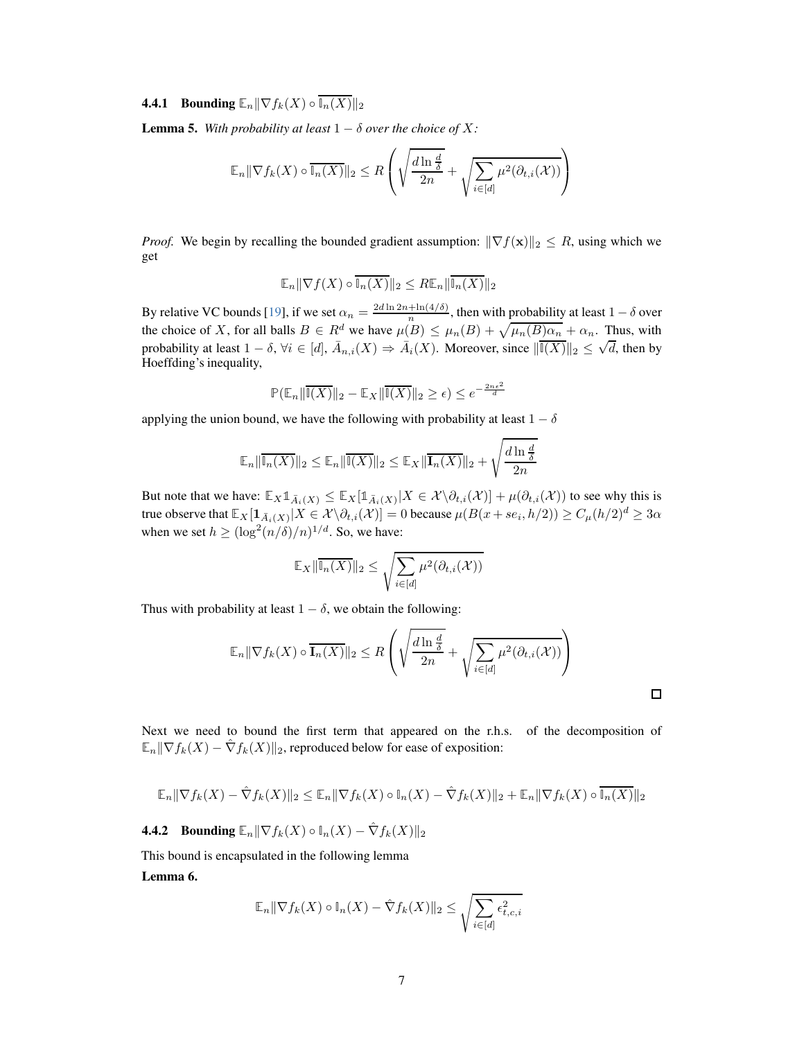#### 4.4.1 Bounding $\mathbb{E}_n\|\nabla f_k(X) \circ \overline{\mathbb{I}_n(X)}\|_2$

**Lemma 5.** *With probability at least $1-\delta$ over the choice of $X$:*

$$\mathbb{E}_n\|\nabla f_k(X) \circ \overline{\mathbb{I}_n(X)}\|_2 \leq R\left(\sqrt{\frac{d\ln\frac{d}{\delta}}{2n}} + \sqrt{\sum_{i\in[d]}\mu^2(\partial_{t,i}(\mathcal{X}))}\right)$$

*Proof.* We begin by recalling the bounded gradient assumption: $\|\nabla f(\mathbf{x})\|_2 \leq R$, using which we get

$$\mathbb{E}_n\|\nabla f(X) \circ \overline{\mathbb{I}_n(X)}\|_2 \leq R\mathbb{E}_n\|\overline{\mathbb{I}_n(X)}\|_2$$

By relative VC bounds [19], if we set $\alpha_n = \frac{2d\ln 2n + \ln(4/\delta)}{n}$, then with probability at least $1-\delta$ over the choice of $X$, for all balls $B \in R^d$ we have $\mu(B) \leq \mu_n(B) + \sqrt{\mu_n(B)\alpha_n} + \alpha_n$. Thus, with probability at least $1-\delta$, $\forall i \in [d]$, $\bar{A}_{n,i}(X) \Rightarrow \bar{A}_i(X)$. Moreover, since $\|\overline{\mathbb{I}(X)}\|_2 \leq \sqrt{d}$, then by Hoeffding's inequality,

$$\mathbb{P}(\mathbb{E}_n\|\overline{\mathbb{I}(X)}\|_2 - \mathbb{E}_X\|\overline{\mathbb{I}(X)}\|_2 \geq \epsilon) \leq e^{-\frac{2n\epsilon^2}{d}}$$

applying the union bound, we have the following with probability at least $1-\delta$

$$\mathbb{E}_n\|\overline{\mathbb{I}_n(X)}\|_2 \leq \mathbb{E}_n\|\overline{\mathbb{I}(X)}\|_2 \leq \mathbb{E}_X\|\overline{\mathbf{I}_n(X)}\|_2 + \sqrt{\frac{d\ln\frac{d}{\delta}}{2n}}$$

But note that we have: $\mathbb{E}_X\mathbb{1}_{\bar{A}_i(X)} \leq \mathbb{E}_X[\mathbb{1}_{\bar{A}_i(X)}|X \in \mathcal{X}\backslash\partial_{t,i}(\mathcal{X})] + \mu(\partial_{t,i}(\mathcal{X}))$ to see why this is true observe that $\mathbb{E}_X[\mathbf{1}_{\bar{A}_i(X)}|X \in \mathcal{X}\backslash\partial_{t,i}(\mathcal{X})] = 0$ because $\mu(B(x+se_i, h/2)) \geq C_\mu(h/2)^d \geq 3\alpha$ when we set $h \geq (\log^2(n/\delta)/n)^{1/d}$. So, we have:

$$\mathbb{E}_X\|\overline{\mathbb{I}_n(X)}\|_2 \leq \sqrt{\sum_{i\in[d]}\mu^2(\partial_{t,i}(\mathcal{X}))}$$

Thus with probability at least $1-\delta$, we obtain the following:

$$\mathbb{E}_n\|\nabla f_k(X) \circ \overline{\mathbf{I}_n(X)}\|_2 \leq R\left(\sqrt{\frac{d\ln\frac{d}{\delta}}{2n}} + \sqrt{\sum_{i\in[d]}\mu^2(\partial_{t,i}(\mathcal{X}))}\right)$$

□

Next we need to bound the first term that appeared on the r.h.s. of the decomposition of $\mathbb{E}_n\|\nabla f_k(X) - \hat{\nabla} f_k(X)\|_2$, reproduced below for ease of exposition:

$$\mathbb{E}_n\|\nabla f_k(X) - \hat{\nabla} f_k(X)\|_2 \leq \mathbb{E}_n\|\nabla f_k(X) \circ \mathbb{I}_n(X) - \hat{\nabla} f_k(X)\|_2 + \mathbb{E}_n\|\nabla f_k(X) \circ \overline{\mathbb{I}_n(X)}\|_2$$

#### 4.4.2 Bounding $\mathbb{E}_n\|\nabla f_k(X) \circ \mathbb{I}_n(X) - \hat{\nabla} f_k(X)\|_2$

This bound is encapsulated in the following lemma

**Lemma 6.**

$$\mathbb{E}_n\|\nabla f_k(X) \circ \mathbb{I}_n(X) - \hat{\nabla} f_k(X)\|_2 \leq \sqrt{\sum_{i\in[d]}\epsilon^2_{t,c,i}}$$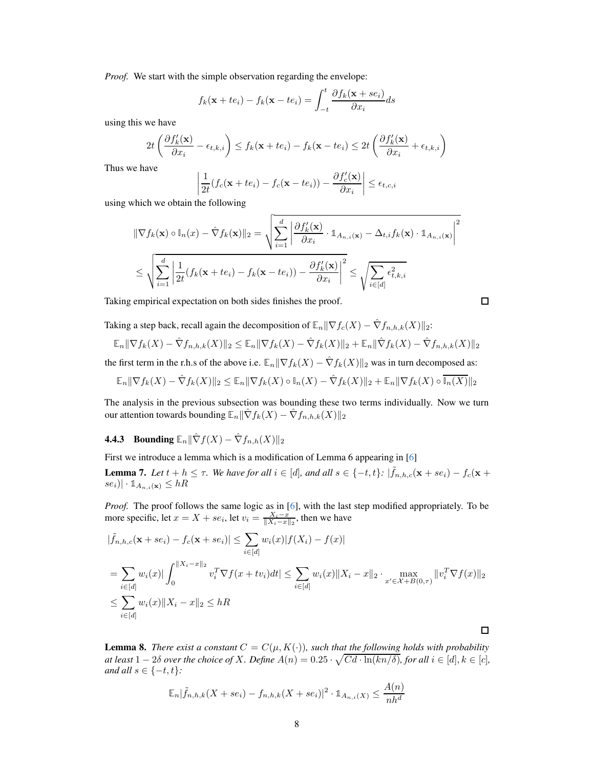*Proof.* We start with the simple observation regarding the envelope:

$$f_k(\mathbf{x} + te_i) - f_k(\mathbf{x} - te_i) = \int_{-t}^{t} \frac{\partial f_k(\mathbf{x} + se_i)}{\partial x_i} ds$$

using this we have

$$2t\left(\frac{\partial f_k'(\mathbf{x})}{\partial x_i} - \epsilon_{t,k,i}\right) \leq f_k(\mathbf{x} + te_i) - f_k(\mathbf{x} - te_i) \leq 2t\left(\frac{\partial f_k'(\mathbf{x})}{\partial x_i} + \epsilon_{t,k,i}\right)$$

Thus we have

$$\left|\frac{1}{2t}(f_c(\mathbf{x} + te_i) - f_c(\mathbf{x} - te_i)) - \frac{\partial f_c'(\mathbf{x})}{\partial x_i}\right| \leq \epsilon_{t,c,i}$$

using which we obtain the following

$$\|\nabla f_k(\mathbf{x}) \circ \mathbb{I}_n(x) - \hat{\nabla} f_k(\mathbf{x})\|_2 = \sqrt{\sum_{i=1}^{d} \left|\frac{\partial f_k'(\mathbf{x})}{\partial x_i} \cdot \mathbb{1}_{A_{n,i}(\mathbf{x})} - \Delta_{t,i} f_k(\mathbf{x}) \cdot \mathbb{1}_{A_{n,i}(\mathbf{x})}\right|^2}$$

$$\leq \sqrt{\sum_{i=1}^{d} \left|\frac{1}{2t}(f_k(\mathbf{x} + te_i) - f_k(\mathbf{x} - te_i)) - \frac{\partial f_k'(\mathbf{x})}{\partial x_i}\right|^2} \leq \sqrt{\sum_{i \in [d]} \epsilon_{t,k,i}^2}$$

Taking empirical expectation on both sides finishes the proof. □

Taking a step back, recall again the decomposition of $\mathbb{E}_n\|\nabla f_c(X) - \hat{\nabla} f_{n,h,k}(X)\|_2$:

$$\mathbb{E}_n\|\nabla f_k(X) - \hat{\nabla} f_{n,h,k}(X)\|_2 \leq \mathbb{E}_n\|\nabla f_k(X) - \hat{\nabla} f_k(X)\|_2 + \mathbb{E}_n\|\hat{\nabla} f_k(X) - \hat{\nabla} f_{n,h,k}(X)\|_2$$

the first term in the r.h.s of the above i.e. $\mathbb{E}_n\|\nabla f_k(X) - \hat{\nabla} f_k(X)\|_2$ was in turn decomposed as:

$$\mathbb{E}_n\|\nabla f_k(X) - \hat{\nabla} f_k(X)\|_2 \leq \mathbb{E}_n\|\nabla f_k(X) \circ \mathbb{I}_n(X) - \hat{\nabla} f_k(X)\|_2 + \mathbb{E}_n\|\nabla f_k(X) \circ \overline{\mathbb{I}_n(X)}\|_2$$

The analysis in the previous subsection was bounding these two terms individually. Now we turn our attention towards bounding $\mathbb{E}_n\|\hat{\nabla} f_k(X) - \hat{\nabla} f_{n,h,k}(X)\|_2$

### 4.4.3 Bounding $\mathbb{E}_n\|\hat{\nabla} f(X) - \hat{\nabla} f_{n,h}(X)\|_2$

First we introduce a lemma which is a modification of Lemma 6 appearing in [6]

**Lemma 7.** *Let $t + h \leq \tau$. We have for all $i \in [d]$, and all $s \in \{-t, t\}$: $|\tilde{f}_{n,h,c}(\mathbf{x} + se_i) - f_c(\mathbf{x} + se_i)| \cdot \mathbb{1}_{A_{n,i}(\mathbf{x})} \leq hR$*

*Proof.* The proof follows the same logic as in [6], with the last step modified appropriately. To be more specific, let $x = X + se_i$, let $v_i = \frac{X_i - x}{\|X_i - x\|_2}$, then we have

$$|\tilde{f}_{n,h,c}(\mathbf{x} + se_i) - f_c(\mathbf{x} + se_i)| \leq \sum_{i \in [d]} w_i(x)|f(X_i) - f(x)|$$

$$= \sum_{i \in [d]} w_i(x)\left|\int_0^{\|X_i - x\|_2} v_i^T \nabla f(x + tv_i) dt\right| \leq \sum_{i \in [d]} w_i(x)\|X_i - x\|_2 \cdot \max_{x' \in \mathcal{X} + B(0,\tau)} \|v_i^T \nabla f(x)\|_2$$

$$\leq \sum_{i \in [d]} w_i(x)\|X_i - x\|_2 \leq hR$$

□

**Lemma 8.** *There exist a constant $C = C(\mu, K(\cdot))$, such that the following holds with probability at least $1 - 2\delta$ over the choice of $X$. Define $A(n) = 0.25 \cdot \sqrt{Cd \cdot \ln(kn/\delta)}$, for all $i \in [d], k \in [c]$, and all $s \in \{-t, t\}$:*

$$\mathbb{E}_n|\tilde{f}_{n,h,k}(X + se_i) - f_{n,h,k}(X + se_i)|^2 \cdot \mathbb{1}_{A_{n,i}(X)} \leq \frac{A(n)}{nh^d}$$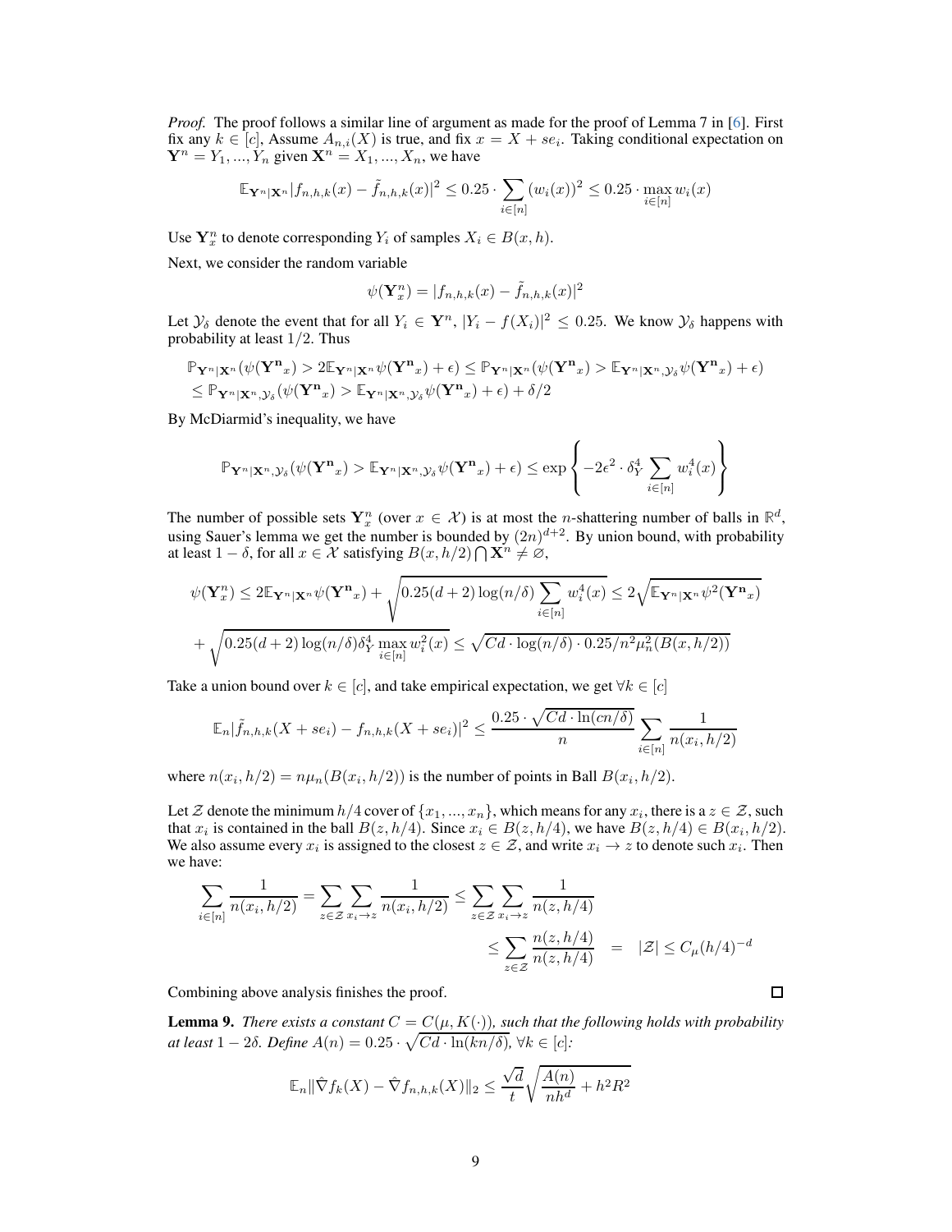*Proof.* The proof follows a similar line of argument as made for the proof of Lemma 7 in [6]. First fix any $k \in [c]$, Assume $A_{n,i}(X)$ is true, and fix $x = X + se_i$. Taking conditional expectation on $\mathbf{Y}^n = Y_1, ..., Y_n$ given $\mathbf{X}^n = X_1, ..., X_n$, we have

$$\mathbb{E}_{\mathbf{Y}^n|\mathbf{X}^n}|f_{n,h,k}(x) - \tilde{f}_{n,h,k}(x)|^2 \leq 0.25 \cdot \sum_{i\in[n]} (w_i(x))^2 \leq 0.25 \cdot \max_{i\in[n]} w_i(x)$$

Use $\mathbf{Y}_x^n$ to denote corresponding $Y_i$ of samples $X_i \in B(x, h)$.

Next, we consider the random variable

$$\psi(\mathbf{Y}_x^n) = |f_{n,h,k}(x) - \tilde{f}_{n,h,k}(x)|^2$$

Let $\mathcal{Y}_\delta$ denote the event that for all $Y_i \in \mathbf{Y}^n$, $|Y_i - f(X_i)|^2 \leq 0.25$. We know $\mathcal{Y}_\delta$ happens with probability at least $1/2$. Thus

$$\begin{aligned}
&\mathbb{P}_{\mathbf{Y}^n|\mathbf{X}^n}(\psi(\mathbf{Y^n}_x) > 2\mathbb{E}_{\mathbf{Y}^n|\mathbf{X}^n}\psi(\mathbf{Y^n}_x) + \epsilon) \leq \mathbb{P}_{\mathbf{Y}^n|\mathbf{X}^n}(\psi(\mathbf{Y^n}_x) > \mathbb{E}_{\mathbf{Y}^n|\mathbf{X}^n,\mathcal{Y}_\delta}\psi(\mathbf{Y^n}_x) + \epsilon) \\
&\leq \mathbb{P}_{\mathbf{Y}^n|\mathbf{X}^n,\mathcal{Y}_\delta}(\psi(\mathbf{Y^n}_x) > \mathbb{E}_{\mathbf{Y}^n|\mathbf{X}^n,\mathcal{Y}_\delta}\psi(\mathbf{Y^n}_x) + \epsilon) + \delta/2
\end{aligned}$$

By McDiarmid's inequality, we have

$$\mathbb{P}_{\mathbf{Y}^n|\mathbf{X}^n,\mathcal{Y}_\delta}(\psi(\mathbf{Y^n}_x) > \mathbb{E}_{\mathbf{Y}^n|\mathbf{X}^n,\mathcal{Y}_\delta}\psi(\mathbf{Y^n}_x) + \epsilon) \leq \exp\left\{-2\epsilon^2 \cdot \delta_Y^4 \sum_{i\in[n]} w_i^4(x)\right\}$$

The number of possible sets $\mathbf{Y}_x^n$ (over $x \in \mathcal{X}$) is at most the $n$-shattering number of balls in $\mathbb{R}^d$, using Sauer's lemma we get the number is bounded by $(2n)^{d+2}$. By union bound, with probability at least $1 - \delta$, for all $x \in \mathcal{X}$ satisfying $B(x, h/2) \bigcap \mathbf{X}^n \neq \varnothing$,

$$\begin{aligned}
&\psi(\mathbf{Y}_x^n) \leq 2\mathbb{E}_{\mathbf{Y}^n|\mathbf{X}^n}\psi(\mathbf{Y^n}_x) + \sqrt{0.25(d+2)\log(n/\delta)\sum_{i\in[n]} w_i^4(x)} \leq 2\sqrt{\mathbb{E}_{\mathbf{Y}^n|\mathbf{X}^n}\psi^2(\mathbf{Y^n}_x)} \\
&+ \sqrt{0.25(d+2)\log(n/\delta)\delta_Y^4 \max_{i\in[n]} w_i^2(x)} \leq \sqrt{Cd \cdot \log(n/\delta) \cdot 0.25/n^2\mu_n^2(B(x, h/2))}
\end{aligned}$$

Take a union bound over $k \in [c]$, and take empirical expectation, we get $\forall k \in [c]$

$$\mathbb{E}_n|\tilde{f}_{n,h,k}(X + se_i) - f_{n,h,k}(X + se_i)|^2 \leq \frac{0.25 \cdot \sqrt{Cd \cdot \ln(cn/\delta)}}{n} \sum_{i\in[n]} \frac{1}{n(x_i, h/2)}$$

where $n(x_i, h/2) = n\mu_n(B(x_i, h/2))$ is the number of points in Ball $B(x_i, h/2)$.

Let $\mathcal{Z}$ denote the minimum $h/4$ cover of $\{x_1, ..., x_n\}$, which means for any $x_i$, there is a $z \in \mathcal{Z}$, such that $x_i$ is contained in the ball $B(z, h/4)$. Since $x_i \in B(z, h/4)$, we have $B(z, h/4) \in B(x_i, h/2)$. We also assume every $x_i$ is assigned to the closest $z \in \mathcal{Z}$, and write $x_i \to z$ to denote such $x_i$. Then we have:

$$\begin{aligned}
\sum_{i\in[n]} \frac{1}{n(x_i, h/2)} = \sum_{z\in\mathcal{Z}} \sum_{x_i\to z} \frac{1}{n(x_i, h/2)} &\leq \sum_{z\in\mathcal{Z}} \sum_{x_i\to z} \frac{1}{n(z, h/4)} \\
&\leq \sum_{z\in\mathcal{Z}} \frac{n(z, h/4)}{n(z, h/4)} \quad = \quad |\mathcal{Z}| \leq C_\mu(h/4)^{-d}
\end{aligned}$$

Combining above analysis finishes the proof. $\square$

**Lemma 9.** *There exists a constant $C = C(\mu, K(\cdot))$, such that the following holds with probability at least $1 - 2\delta$. Define $A(n) = 0.25 \cdot \sqrt{Cd \cdot \ln(kn/\delta)}$, $\forall k \in [c]$:*

$$\mathbb{E}_n\|\hat{\nabla}f_k(X) - \hat{\nabla}f_{n,h,k}(X)\|_2 \leq \frac{\sqrt{d}}{t}\sqrt{\frac{A(n)}{nh^d} + h^2R^2}$$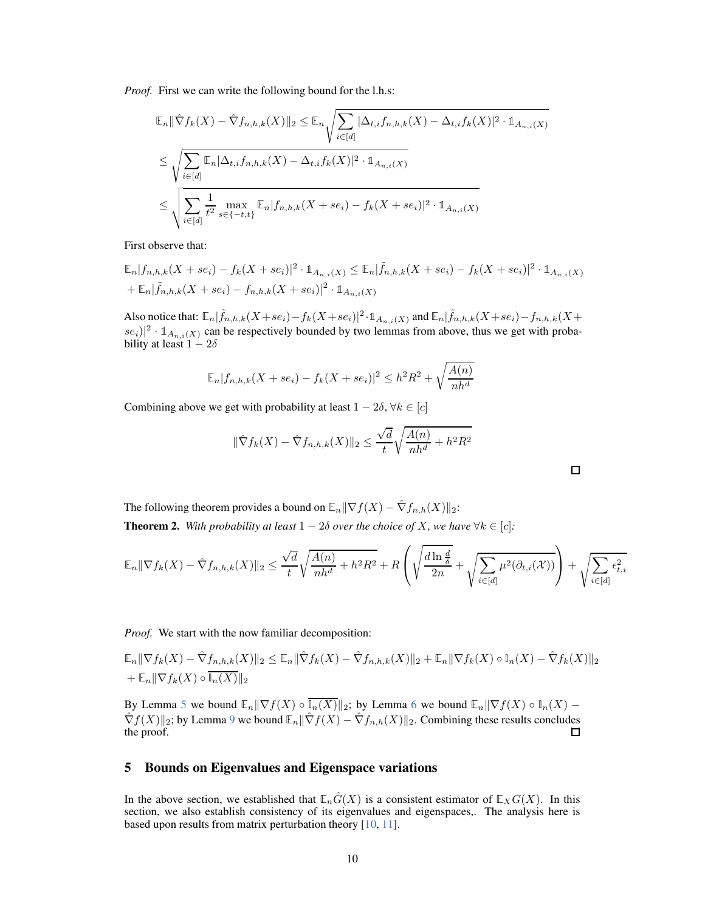*Proof.* First we can write the following bound for the l.h.s:

$$
\begin{aligned}
\mathbb{E}_n\|\hat{\nabla} f_k(X) - \hat{\nabla} f_{n,h,k}(X)\|_2 &\leq \mathbb{E}_n \sqrt{\sum_{i\in[d]} |\Delta_{t,i} f_{n,h,k}(X) - \Delta_{t,i} f_k(X)|^2 \cdot \mathbb{1}_{A_{n,i}(X)}} \\
&\leq \sqrt{\sum_{i\in[d]} \mathbb{E}_n |\Delta_{t,i} f_{n,h,k}(X) - \Delta_{t,i} f_k(X)|^2 \cdot \mathbb{1}_{A_{n,i}(X)}} \\
&\leq \sqrt{\sum_{i\in[d]} \frac{1}{t^2} \max_{s\in\{-t,t\}} \mathbb{E}_n |f_{n,h,k}(X+se_i) - f_k(X+se_i)|^2 \cdot \mathbb{1}_{A_{n,i}(X)}}
\end{aligned}
$$

First observe that:

$$
\begin{aligned}
&\mathbb{E}_n|f_{n,h,k}(X+se_i) - f_k(X+se_i)|^2 \cdot \mathbb{1}_{A_{n,i}(X)} \leq \mathbb{E}_n|\tilde{f}_{n,h,k}(X+se_i) - f_k(X+se_i)|^2 \cdot \mathbb{1}_{A_{n,i}(X)} \\
&+ \mathbb{E}_n|\tilde{f}_{n,h,k}(X+se_i) - f_{n,h,k}(X+se_i)|^2 \cdot \mathbb{1}_{A_{n,i}(X)}
\end{aligned}
$$

Also notice that: $\mathbb{E}_n|\tilde{f}_{n,h,k}(X+se_i) - f_k(X+se_i)|^2 \cdot \mathbb{1}_{A_{n,i}(X)}$ and $\mathbb{E}_n|\tilde{f}_{n,h,k}(X+se_i) - f_{n,h,k}(X+se_i)|^2 \cdot \mathbb{1}_{A_{n,i}(X)}$ can be respectively bounded by two lemmas from above, thus we get with probability at least $1-2\delta$

$$
\mathbb{E}_n|f_{n,h,k}(X+se_i) - f_k(X+se_i)|^2 \leq h^2R^2 + \sqrt{\frac{A(n)}{nh^d}}
$$

Combining above we get with probability at least $1-2\delta$, $\forall k \in [c]$

$$
\|\hat{\nabla} f_k(X) - \hat{\nabla} f_{n,h,k}(X)\|_2 \leq \frac{\sqrt{d}}{t}\sqrt{\frac{A(n)}{nh^d} + h^2R^2}
$$

□

The following theorem provides a bound on $\mathbb{E}_n\|\nabla f(X) - \hat{\nabla} f_{n,h}(X)\|_2$:

**Theorem 2.** *With probability at least $1-2\delta$ over the choice of $X$, we have $\forall k \in [c]$:*

$$
\mathbb{E}_n\|\nabla f_k(X) - \hat{\nabla} f_{n,h,k}(X)\|_2 \leq \frac{\sqrt{d}}{t}\sqrt{\frac{A(n)}{nh^d} + h^2R^2} + R\left(\sqrt{\frac{d\ln\frac{d}{\delta}}{2n}} + \sqrt{\sum_{i\in[d]} \mu^2(\partial_{t,i}(\mathcal{X}))}\right) + \sqrt{\sum_{i\in[d]} \epsilon_{t,i}^2}
$$

*Proof.* We start with the now familiar decomposition:

$$
\begin{aligned}
&\mathbb{E}_n\|\nabla f_k(X) - \hat{\nabla} f_{n,h,k}(X)\|_2 \leq \mathbb{E}_n\|\hat{\nabla} f_k(X) - \hat{\nabla} f_{n,h,k}(X)\|_2 + \mathbb{E}_n\|\nabla f_k(X) \circ \mathbb{I}_n(X) - \hat{\nabla} f_k(X)\|_2 \\
&+ \mathbb{E}_n\|\nabla f_k(X) \circ \overline{\mathbb{I}_n(X)}\|_2
\end{aligned}
$$

By Lemma 5 we bound $\mathbb{E}_n\|\nabla f(X) \circ \overline{\mathbb{I}_n(X)}\|_2$; by Lemma 6 we bound $\mathbb{E}_n\|\nabla f(X) \circ \mathbb{I}_n(X) - \hat{\nabla} f(X)\|_2$; by Lemma 9 we bound $\mathbb{E}_n\|\hat{\nabla} f(X) - \hat{\nabla} f_{n,h}(X)\|_2$. Combining these results concludes the proof. □

## 5 Bounds on Eigenvalues and Eigenspace variations

In the above section, we established that $\mathbb{E}_n\hat{G}(X)$ is a consistent estimator of $\mathbb{E}_X G(X)$. In this section, we also establish consistency of its eigenvalues and eigenspaces,. The analysis here is based upon results from matrix perturbation theory [10, 11].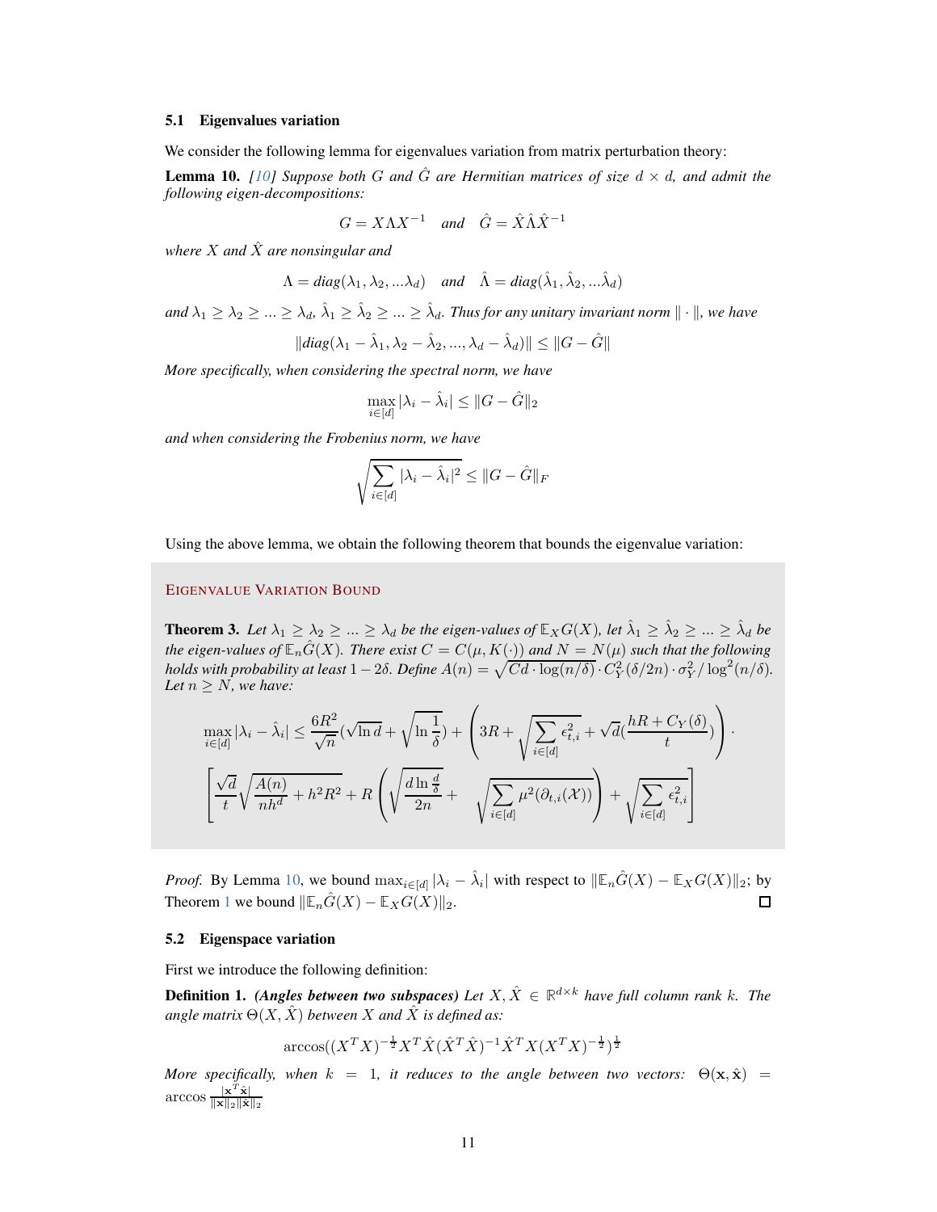### 5.1 Eigenvalues variation

We consider the following lemma for eigenvalues variation from matrix perturbation theory:

**Lemma 10.** *[10] Suppose both $G$ and $\hat{G}$ are Hermitian matrices of size $d \times d$, and admit the following eigen-decompositions:*

$$G = X\Lambda X^{-1} \quad \text{and} \quad \hat{G} = \hat{X}\hat{\Lambda}\hat{X}^{-1}$$

*where $X$ and $\hat{X}$ are nonsingular and*

$$\Lambda = diag(\lambda_1, \lambda_2, ...\lambda_d) \quad \text{and} \quad \hat{\Lambda} = diag(\hat{\lambda}_1, \hat{\lambda}_2, ...\hat{\lambda}_d)$$

*and $\lambda_1 \geq \lambda_2 \geq ... \geq \lambda_d$, $\hat{\lambda}_1 \geq \hat{\lambda}_2 \geq ... \geq \hat{\lambda}_d$. Thus for any unitary invariant norm $\|\cdot\|$, we have*

$$\|diag(\lambda_1 - \hat{\lambda}_1, \lambda_2 - \hat{\lambda}_2, ..., \lambda_d - \hat{\lambda}_d)\| \leq \|G - \hat{G}\|$$

*More specifically, when considering the spectral norm, we have*

$$\max_{i\in[d]} |\lambda_i - \hat{\lambda}_i| \leq \|G - \hat{G}\|_2$$

*and when considering the Frobenius norm, we have*

$$\sqrt{\sum_{i\in[d]} |\lambda_i - \hat{\lambda}_i|^2} \leq \|G - \hat{G}\|_F$$

Using the above lemma, we obtain the following theorem that bounds the eigenvalue variation:

EIGENVALUE VARIATION BOUND

**Theorem 3.** *Let $\lambda_1 \geq \lambda_2 \geq ... \geq \lambda_d$ be the eigen-values of $\mathbb{E}_X G(X)$, let $\hat{\lambda}_1 \geq \hat{\lambda}_2 \geq ... \geq \hat{\lambda}_d$ be the eigen-values of $\mathbb{E}_n \hat{G}(X)$. There exist $C = C(\mu, K(\cdot))$ and $N = N(\mu)$ such that the following holds with probability at least $1 - 2\delta$. Define $A(n) = \sqrt{Cd \cdot \log(n/\delta)} \cdot C_Y^2(\delta/2n) \cdot \sigma_Y^2 / \log^2(n/\delta)$. Let $n \geq N$, we have:*

$$\max_{i\in[d]} |\lambda_i - \hat{\lambda}_i| \leq \frac{6R^2}{\sqrt{n}}(\sqrt{\ln d} + \sqrt{\ln \frac{1}{\delta}}) + \left(3R + \sqrt{\sum_{i\in[d]} \epsilon_{t,i}^2} + \sqrt{d}(\frac{hR + C_Y(\delta)}{t})\right) \cdot$$
$$\left[\frac{\sqrt{d}}{t}\sqrt{\frac{A(n)}{nh^d} + h^2R^2} + R\left(\sqrt{\frac{d \ln \frac{d}{\delta}}{2n}} + \sqrt{\sum_{i\in[d]} \mu^2(\partial_{t,i}(\mathcal{X}))}\right) + \sqrt{\sum_{i\in[d]} \epsilon_{t,i}^2}\right]$$

*Proof.* By Lemma 10, we bound $\max_{i\in[d]} |\lambda_i - \hat{\lambda}_i|$ with respect to $\|\mathbb{E}_n \hat{G}(X) - \mathbb{E}_X G(X)\|_2$; by Theorem 1 we bound $\|\mathbb{E}_n \hat{G}(X) - \mathbb{E}_X G(X)\|_2$. $\square$

### 5.2 Eigenspace variation

First we introduce the following definition:

**Definition 1.** ***(Angles between two subspaces)*** *Let $X, \hat{X} \in \mathbb{R}^{d\times k}$ have full column rank $k$. The angle matrix $\Theta(X, \hat{X})$ between $X$ and $\hat{X}$ is defined as:*

$$\arccos((X^TX)^{-\frac{1}{2}}X^T\hat{X}(\hat{X}^T\hat{X})^{-1}\hat{X}^TX(X^TX)^{-\frac{1}{2}})^{\frac{1}{2}}$$

*More specifically, when $k = 1$, it reduces to the angle between two vectors: $\Theta(\mathbf{x}, \hat{\mathbf{x}}) = \arccos \frac{|\mathbf{x}^T\hat{\mathbf{x}}|}{\|\mathbf{x}\|_2\|\hat{\mathbf{x}}\|_2}$*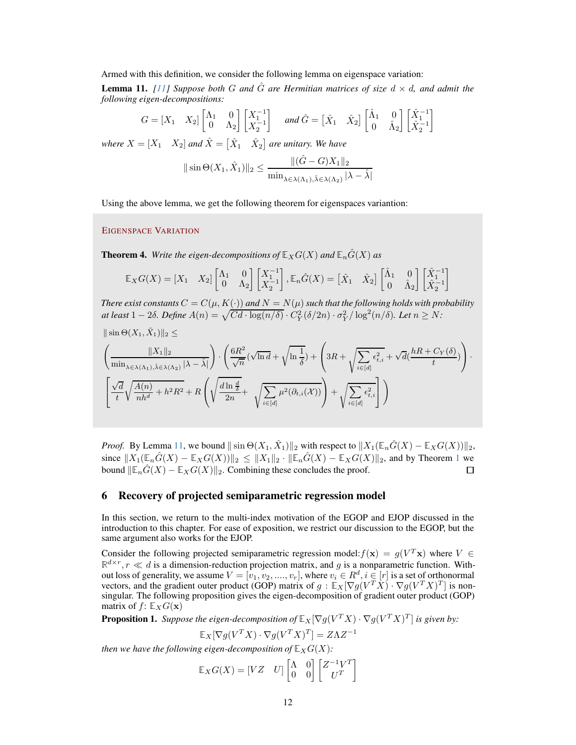Armed with this definition, we consider the following lemma on eigenspace variation:

**Lemma 11.** *[11] Suppose both $G$ and $\hat{G}$ are Hermitian matrices of size $d \times d$, and admit the following eigen-decompositions:*

$$G = \begin{bmatrix} X_1 & X_2 \end{bmatrix} \begin{bmatrix} \Lambda_1 & 0 \\ 0 & \Lambda_2 \end{bmatrix} \begin{bmatrix} X_1^{-1} \\ X_2^{-1} \end{bmatrix} \quad \text{and } \hat{G} = \begin{bmatrix} \hat{X}_1 & \hat{X}_2 \end{bmatrix} \begin{bmatrix} \hat{\Lambda}_1 & 0 \\ 0 & \hat{\Lambda}_2 \end{bmatrix} \begin{bmatrix} \hat{X}_1^{-1} \\ \hat{X}_2^{-1} \end{bmatrix}$$

*where $X = \begin{bmatrix} X_1 & X_2 \end{bmatrix}$ and $\hat{X} = \begin{bmatrix} \hat{X}_1 & \hat{X}_2 \end{bmatrix}$ are unitary. We have*

$$\| \sin \Theta(X_1, \hat{X}_1) \|_2 \leq \frac{\|(\hat{G} - G)X_1\|_2}{\min_{\lambda \in \lambda(\Lambda_1), \hat{\lambda} \in \lambda(\Lambda_2)} |\lambda - \hat{\lambda}|}$$

Using the above lemma, we get the following theorem for eigenspaces variantion:

EIGENSPACE VARIATION

**Theorem 4.** *Write the eigen-decompositions of $\mathbb{E}_X G(X)$ and $\mathbb{E}_n \hat{G}(X)$ as*

$$\mathbb{E}_X G(X) = \begin{bmatrix} X_1 & X_2 \end{bmatrix} \begin{bmatrix} \Lambda_1 & 0 \\ 0 & \Lambda_2 \end{bmatrix} \begin{bmatrix} X_1^{-1} \\ X_2^{-1} \end{bmatrix}, \mathbb{E}_n \hat{G}(X) = \begin{bmatrix} \hat{X}_1 & \hat{X}_2 \end{bmatrix} \begin{bmatrix} \hat{\Lambda}_1 & 0 \\ 0 & \hat{\Lambda}_2 \end{bmatrix} \begin{bmatrix} \hat{X}_1^{-1} \\ \hat{X}_2^{-1} \end{bmatrix}$$

*There exist constants $C = C(\mu, K(\cdot))$ and $N = N(\mu)$ such that the following holds with probability at least $1 - 2\delta$. Define $A(n) = \sqrt{Cd \cdot \log(n/\delta)} \cdot C_Y^2(\delta/2n) \cdot \sigma_Y^2 / \log^2(n/\delta)$. Let $n \geq N$:*

$$\| \sin \Theta(X_1, \hat{X}_1) \|_2 \leq$$

$$\left( \frac{\|X_1\|_2}{\min_{\lambda \in \lambda(\Lambda_1), \hat{\lambda} \in \lambda(\Lambda_2)} |\lambda - \hat{\lambda}|} \right) \cdot \left( \frac{6R^2}{\sqrt{n}} \left(\sqrt{\ln d} + \sqrt{\ln \frac{1}{\delta}}\right) + \left( 3R + \sqrt{\sum_{i \in [d]} \epsilon_{t,i}^2} + \sqrt{d}\left(\frac{hR + C_Y(\delta)}{t}\right) \right) \cdot \right.$$

$$\left. \left[ \frac{\sqrt{d}}{t} \sqrt{\frac{A(n)}{nh^d} + h^2 R^2} + R \left( \sqrt{\frac{d \ln \frac{d}{\delta}}{2n}} + \sqrt{\sum_{i \in [d]} \mu^2(\partial_{t,i}(\mathcal{X}))} \right) + \sqrt{\sum_{i \in [d]} \epsilon_{t,i}^2} \right] \right)$$

*Proof.* By Lemma 11, we bound $\| \sin \Theta(X_1, \hat{X}_1) \|_2$ with respect to $\|X_1(\mathbb{E}_n \hat{G}(X) - \mathbb{E}_X G(X))\|_2$, since $\|X_1(\mathbb{E}_n \hat{G}(X) - \mathbb{E}_X G(X))\|_2 \leq \|X_1\|_2 \cdot \|\mathbb{E}_n \hat{G}(X) - \mathbb{E}_X G(X)\|_2$, and by Theorem 1 we bound $\|\mathbb{E}_n \hat{G}(X) - \mathbb{E}_X G(X)\|_2$. Combining these concludes the proof. □

## 6 Recovery of projected semiparametric regression model

In this section, we return to the multi-index motivation of the EGOP and EJOP discussed in the introduction to this chapter. For ease of exposition, we restrict our discussion to the EGOP, but the same argument also works for the EJOP.

Consider the following projected semiparametric regression model: $f(\mathbf{x}) = g(V^T \mathbf{x})$ where $V \in \mathbb{R}^{d \times r}, r \ll d$ is a dimension-reduction projection matrix, and $g$ is a nonparametric function. Without loss of generality, we assume $V = [v_1, v_2, ...., v_r]$, where $v_i \in R^d, i \in [r]$ is a set of orthonormal vectors, and the gradient outer product (GOP) matrix of $g$ : $\mathbb{E}_X[\nabla g(V^T X) \cdot \nabla g(V^T X)^T]$ is non-singular. The following proposition gives the eigen-decomposition of gradient outer product (GOP) matrix of $f$: $\mathbb{E}_X G(\mathbf{x})$

**Proposition 1.** *Suppose the eigen-decomposition of $\mathbb{E}_X[\nabla g(V^T X) \cdot \nabla g(V^T X)^T]$ is given by:*

$$\mathbb{E}_X[\nabla g(V^T X) \cdot \nabla g(V^T X)^T] = Z \Lambda Z^{-1}$$

*then we have the following eigen-decomposition of $\mathbb{E}_X G(X)$:*

$$\mathbb{E}_X G(X) = \begin{bmatrix} VZ & U \end{bmatrix} \begin{bmatrix} \Lambda & 0 \\ 0 & 0 \end{bmatrix} \begin{bmatrix} Z^{-1} V^T \\ U^T \end{bmatrix}$$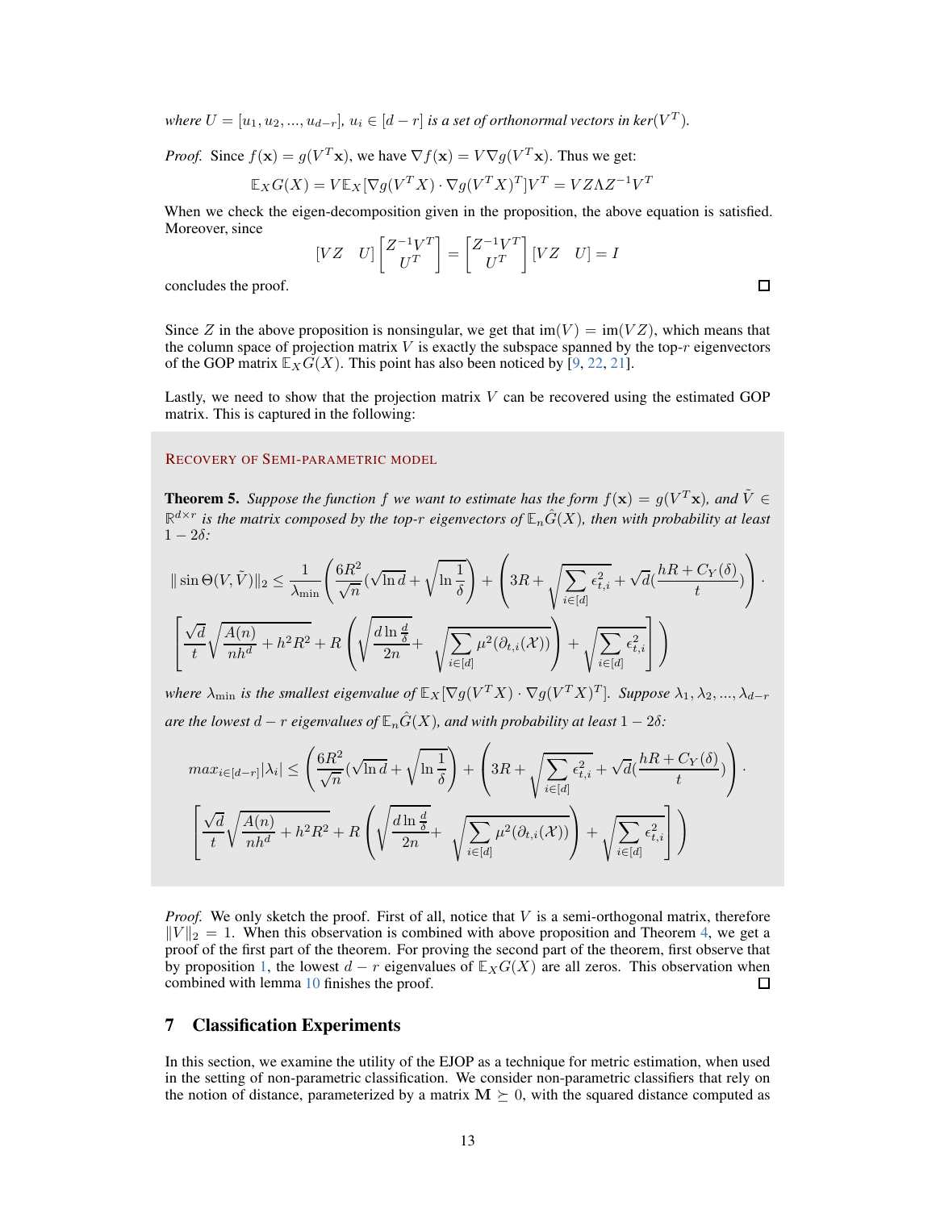*where* $U = [u_1, u_2, ..., u_{d-r}]$, $u_i \in [d-r]$ *is a set of orthonormal vectors in ker*($V^T$).

*Proof.* Since $f(\mathbf{x}) = g(V^T\mathbf{x})$, we have $\nabla f(\mathbf{x}) = V\nabla g(V^T\mathbf{x})$. Thus we get:

$$\mathbb{E}_X G(X) = V\mathbb{E}_X[\nabla g(V^T X) \cdot \nabla g(V^T X)^T]V^T = VZ\Lambda Z^{-1}V^T$$

When we check the eigen-decomposition given in the proposition, the above equation is satisfied. Moreover, since

$$[VZ \quad U]\begin{bmatrix} Z^{-1}V^T \\ U^T \end{bmatrix} = \begin{bmatrix} Z^{-1}V^T \\ U^T \end{bmatrix}[VZ \quad U] = I$$

concludes the proof. □

Since $Z$ in the above proposition is nonsingular, we get that $\text{im}(V) = \text{im}(VZ)$, which means that the column space of projection matrix $V$ is exactly the subspace spanned by the top-$r$ eigenvectors of the GOP matrix $\mathbb{E}_X G(X)$. This point has also been noticed by [9, 22, 21].

Lastly, we need to show that the projection matrix $V$ can be recovered using the estimated GOP matrix. This is captured in the following:

RECOVERY OF SEMI-PARAMETRIC MODEL

**Theorem 5.** *Suppose the function $f$ we want to estimate has the form $f(\mathbf{x}) = g(V^T\mathbf{x})$, and $\tilde{V} \in \mathbb{R}^{d\times r}$ is the matrix composed by the top-$r$ eigenvectors of $\mathbb{E}_n\hat{G}(X)$, then with probability at least $1-2\delta$:*

$$\|\sin\Theta(V,\tilde{V})\|_2 \le \frac{1}{\lambda_{\min}}\left(\frac{6R^2}{\sqrt{n}}(\sqrt{\ln d} + \sqrt{\ln\frac{1}{\delta}}) + \left(3R + \sqrt{\sum_{i\in[d]}\epsilon_{t,i}^2} + \sqrt{d}(\frac{hR + C_Y(\delta)}{t})\right)\cdot \left[\frac{\sqrt{d}}{t}\sqrt{\frac{A(n)}{nh^d} + h^2R^2} + R\left(\sqrt{\frac{d\ln\frac{d}{\delta}}{2n}} + \sqrt{\sum_{i\in[d]}\mu^2(\partial_{t,i}(\mathcal{X}))}\right) + \sqrt{\sum_{i\in[d]}\epsilon_{t,i}^2}\right]\right)$$

*where $\lambda_{\min}$ is the smallest eigenvalue of $\mathbb{E}_X[\nabla g(V^T X)\cdot\nabla g(V^T X)^T]$. Suppose $\lambda_1, \lambda_2, ..., \lambda_{d-r}$ are the lowest $d-r$ eigenvalues of $\mathbb{E}_n\hat{G}(X)$, and with probability at least $1-2\delta$:*

$$max_{i\in[d-r]}|\lambda_i| \le \left(\frac{6R^2}{\sqrt{n}}(\sqrt{\ln d} + \sqrt{\ln\frac{1}{\delta}}\right) + \left(3R + \sqrt{\sum_{i\in[d]}\epsilon_{t,i}^2} + \sqrt{d}(\frac{hR + C_Y(\delta)}{t})\right)\cdot \left[\frac{\sqrt{d}}{t}\sqrt{\frac{A(n)}{nh^d} + h^2R^2} + R\left(\sqrt{\frac{d\ln\frac{d}{\delta}}{2n}} + \sqrt{\sum_{i\in[d]}\mu^2(\partial_{t,i}(\mathcal{X}))}\right) + \sqrt{\sum_{i\in[d]}\epsilon_{t,i}^2}\right]\Bigg)$$

*Proof.* We only sketch the proof. First of all, notice that $V$ is a semi-orthogonal matrix, therefore $\|V\|_2 = 1$. When this observation is combined with above proposition and Theorem 4, we get a proof of the first part of the theorem. For proving the second part of the theorem, first observe that by proposition 1, the lowest $d-r$ eigenvalues of $\mathbb{E}_X G(X)$ are all zeros. This observation when combined with lemma 10 finishes the proof. □

## 7 Classification Experiments

In this section, we examine the utility of the EJOP as a technique for metric estimation, when used in the setting of non-parametric classification. We consider non-parametric classifiers that rely on the notion of distance, parameterized by a matrix $\mathbf{M} \succeq 0$, with the squared distance computed as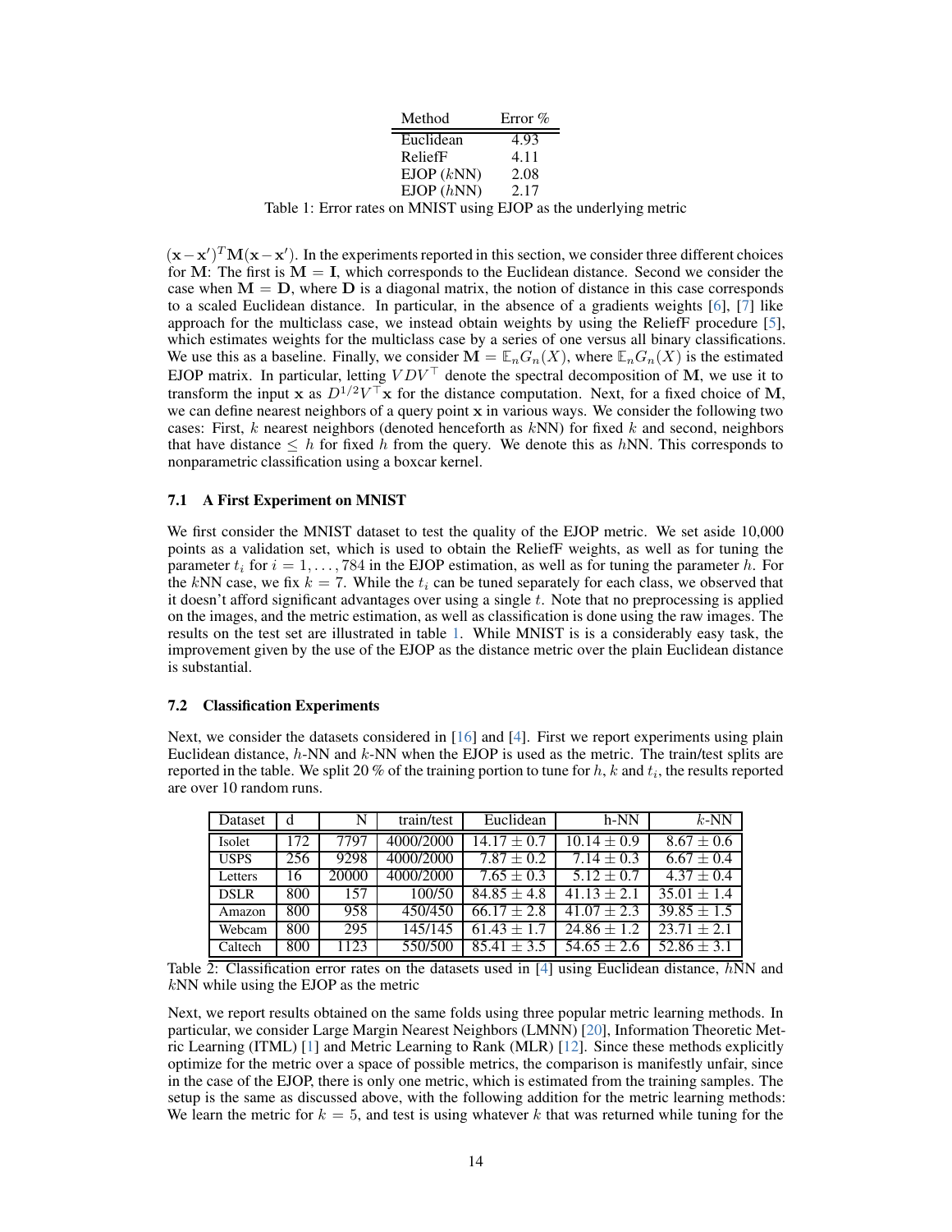| Method | Error % |
|---|---|
| Euclidean | 4.93 |
| ReliefF | 4.11 |
| EJOP ($k$NN) | 2.08 |
| EJOP ($h$NN) | 2.17 |

Table 1: Error rates on MNIST using EJOP as the underlying metric

$(\mathbf{x}-\mathbf{x}')^T\mathbf{M}(\mathbf{x}-\mathbf{x}')$. In the experiments reported in this section, we consider three different choices for $\mathbf{M}$: The first is $\mathbf{M} = \mathbf{I}$, which corresponds to the Euclidean distance. Second we consider the case when $\mathbf{M} = \mathbf{D}$, where $\mathbf{D}$ is a diagonal matrix, the notion of distance in this case corresponds to a scaled Euclidean distance. In particular, in the absence of a gradients weights [6], [7] like approach for the multiclass case, we instead obtain weights by using the ReliefF procedure [5], which estimates weights for the multiclass case by a series of one versus all binary classifications. We use this as a baseline. Finally, we consider $\mathbf{M} = \mathbb{E}_n G_n(X)$, where $\mathbb{E}_n G_n(X)$ is the estimated EJOP matrix. In particular, letting $VDV^\top$ denote the spectral decomposition of $\mathbf{M}$, we use it to transform the input $\mathbf{x}$ as $D^{1/2}V^\top\mathbf{x}$ for the distance computation. Next, for a fixed choice of $\mathbf{M}$, we can define nearest neighbors of a query point $\mathbf{x}$ in various ways. We consider the following two cases: First, $k$ nearest neighbors (denoted henceforth as $k$NN) for fixed $k$ and second, neighbors that have distance $\leq h$ for fixed $h$ from the query. We denote this as $h$NN. This corresponds to nonparametric classification using a boxcar kernel.

### 7.1 A First Experiment on MNIST

We first consider the MNIST dataset to test the quality of the EJOP metric. We set aside 10,000 points as a validation set, which is used to obtain the ReliefF weights, as well as for tuning the parameter $t_i$ for $i = 1, \dots, 784$ in the EJOP estimation, as well as for tuning the parameter $h$. For the $k$NN case, we fix $k = 7$. While the $t_i$ can be tuned separately for each class, we observed that it doesn't afford significant advantages over using a single $t$. Note that no preprocessing is applied on the images, and the metric estimation, as well as classification is done using the raw images. The results on the test set are illustrated in table 1. While MNIST is is a considerably easy task, the improvement given by the use of the EJOP as the distance metric over the plain Euclidean distance is substantial.

### 7.2 Classification Experiments

Next, we consider the datasets considered in [16] and [4]. First we report experiments using plain Euclidean distance, $h$-NN and $k$-NN when the EJOP is used as the metric. The train/test splits are reported in the table. We split 20 % of the training portion to tune for $h$, $k$ and $t_i$, the results reported are over 10 random runs.

| Dataset | d | N | train/test | Euclidean | h-NN | $k$-NN |
|---|---|---|---|---|---|---|
| Isolet | 172 | 7797 | 4000/2000 | $14.17 \pm 0.7$ | $10.14 \pm 0.9$ | $8.67 \pm 0.6$ |
| USPS | 256 | 9298 | 4000/2000 | $7.87 \pm 0.2$ | $7.14 \pm 0.3$ | $6.67 \pm 0.4$ |
| Letters | 16 | 20000 | 4000/2000 | $7.65 \pm 0.3$ | $5.12 \pm 0.7$ | $4.37 \pm 0.4$ |
| DSLR | 800 | 157 | 100/50 | $84.85 \pm 4.8$ | $41.13 \pm 2.1$ | $35.01 \pm 1.4$ |
| Amazon | 800 | 958 | 450/450 | $66.17 \pm 2.8$ | $41.07 \pm 2.3$ | $39.85 \pm 1.5$ |
| Webcam | 800 | 295 | 145/145 | $61.43 \pm 1.7$ | $24.86 \pm 1.2$ | $23.71 \pm 2.1$ |
| Caltech | 800 | 1123 | 550/500 | $85.41 \pm 3.5$ | $54.65 \pm 2.6$ | $52.86 \pm 3.1$ |

Table 2: Classification error rates on the datasets used in [4] using Euclidean distance, $h$NN and $k$NN while using the EJOP as the metric

Next, we report results obtained on the same folds using three popular metric learning methods. In particular, we consider Large Margin Nearest Neighbors (LMNN) [20], Information Theoretic Metric Learning (ITML) [1] and Metric Learning to Rank (MLR) [12]. Since these methods explicitly optimize for the metric over a space of possible metrics, the comparison is manifestly unfair, since in the case of the EJOP, there is only one metric, which is estimated from the training samples. The setup is the same as discussed above, with the following addition for the metric learning methods: We learn the metric for $k = 5$, and test is using whatever $k$ that was returned while tuning for the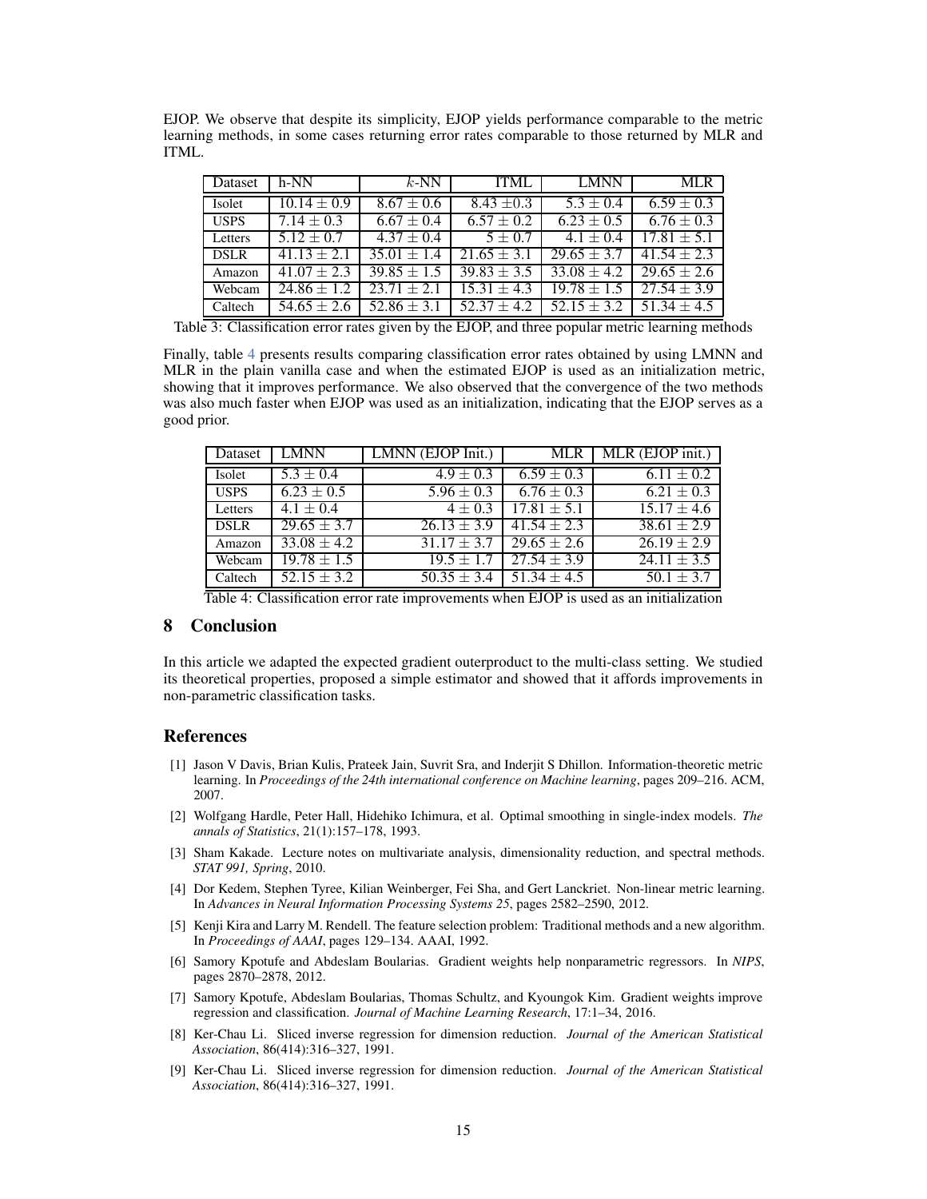EJOP. We observe that despite its simplicity, EJOP yields performance comparable to the metric learning methods, in some cases returning error rates comparable to those returned by MLR and ITML.

| Dataset | h-NN | $k$-NN | ITML | LMNN | MLR |
|---|---|---|---|---|---|
| Isolet | $10.14 \pm 0.9$ | $8.67 \pm 0.6$ | $8.43 \pm 0.3$ | $5.3 \pm 0.4$ | $6.59 \pm 0.3$ |
| USPS | $7.14 \pm 0.3$ | $6.67 \pm 0.4$ | $6.57 \pm 0.2$ | $6.23 \pm 0.5$ | $6.76 \pm 0.3$ |
| Letters | $5.12 \pm 0.7$ | $4.37 \pm 0.4$ | $5 \pm 0.7$ | $4.1 \pm 0.4$ | $17.81 \pm 5.1$ |
| DSLR | $41.13 \pm 2.1$ | $35.01 \pm 1.4$ | $21.65 \pm 3.1$ | $29.65 \pm 3.7$ | $41.54 \pm 2.3$ |
| Amazon | $41.07 \pm 2.3$ | $39.85 \pm 1.5$ | $39.83 \pm 3.5$ | $33.08 \pm 4.2$ | $29.65 \pm 2.6$ |
| Webcam | $24.86 \pm 1.2$ | $23.71 \pm 2.1$ | $15.31 \pm 4.3$ | $19.78 \pm 1.5$ | $27.54 \pm 3.9$ |
| Caltech | $54.65 \pm 2.6$ | $52.86 \pm 3.1$ | $52.37 \pm 4.2$ | $52.15 \pm 3.2$ | $51.34 \pm 4.5$ |

Table 3: Classification error rates given by the EJOP, and three popular metric learning methods

Finally, table 4 presents results comparing classification error rates obtained by using LMNN and MLR in the plain vanilla case and when the estimated EJOP is used as an initialization metric, showing that it improves performance. We also observed that the convergence of the two methods was also much faster when EJOP was used as an initialization, indicating that the EJOP serves as a good prior.

| Dataset | LMNN | LMNN (EJOP Init.) | MLR | MLR (EJOP init.) |
|---|---|---|---|---|
| Isolet | $5.3 \pm 0.4$ | $4.9 \pm 0.3$ | $6.59 \pm 0.3$ | $6.11 \pm 0.2$ |
| USPS | $6.23 \pm 0.5$ | $5.96 \pm 0.3$ | $6.76 \pm 0.3$ | $6.21 \pm 0.3$ |
| Letters | $4.1 \pm 0.4$ | $4 \pm 0.3$ | $17.81 \pm 5.1$ | $15.17 \pm 4.6$ |
| DSLR | $29.65 \pm 3.7$ | $26.13 \pm 3.9$ | $41.54 \pm 2.3$ | $38.61 \pm 2.9$ |
| Amazon | $33.08 \pm 4.2$ | $31.17 \pm 3.7$ | $29.65 \pm 2.6$ | $26.19 \pm 2.9$ |
| Webcam | $19.78 \pm 1.5$ | $19.5 \pm 1.7$ | $27.54 \pm 3.9$ | $24.11 \pm 3.5$ |
| Caltech | $52.15 \pm 3.2$ | $50.35 \pm 3.4$ | $51.34 \pm 4.5$ | $50.1 \pm 3.7$ |

Table 4: Classification error rate improvements when EJOP is used as an initialization

## 8 Conclusion

In this article we adapted the expected gradient outerproduct to the multi-class setting. We studied its theoretical properties, proposed a simple estimator and showed that it affords improvements in non-parametric classification tasks.

## References

[1] Jason V Davis, Brian Kulis, Prateek Jain, Suvrit Sra, and Inderjit S Dhillon. Information-theoretic metric learning. In *Proceedings of the 24th international conference on Machine learning*, pages 209–216. ACM, 2007.

[2] Wolfgang Hardle, Peter Hall, Hidehiko Ichimura, et al. Optimal smoothing in single-index models. *The annals of Statistics*, 21(1):157–178, 1993.

[3] Sham Kakade. Lecture notes on multivariate analysis, dimensionality reduction, and spectral methods. *STAT 991, Spring*, 2010.

[4] Dor Kedem, Stephen Tyree, Kilian Weinberger, Fei Sha, and Gert Lanckriet. Non-linear metric learning. In *Advances in Neural Information Processing Systems 25*, pages 2582–2590, 2012.

[5] Kenji Kira and Larry M. Rendell. The feature selection problem: Traditional methods and a new algorithm. In *Proceedings of AAAI*, pages 129–134. AAAI, 1992.

[6] Samory Kpotufe and Abdeslam Boularias. Gradient weights help nonparametric regressors. In *NIPS*, pages 2870–2878, 2012.

[7] Samory Kpotufe, Abdeslam Boularias, Thomas Schultz, and Kyoungok Kim. Gradient weights improve regression and classification. *Journal of Machine Learning Research*, 17:1–34, 2016.

[8] Ker-Chau Li. Sliced inverse regression for dimension reduction. *Journal of the American Statistical Association*, 86(414):316–327, 1991.

[9] Ker-Chau Li. Sliced inverse regression for dimension reduction. *Journal of the American Statistical Association*, 86(414):316–327, 1991.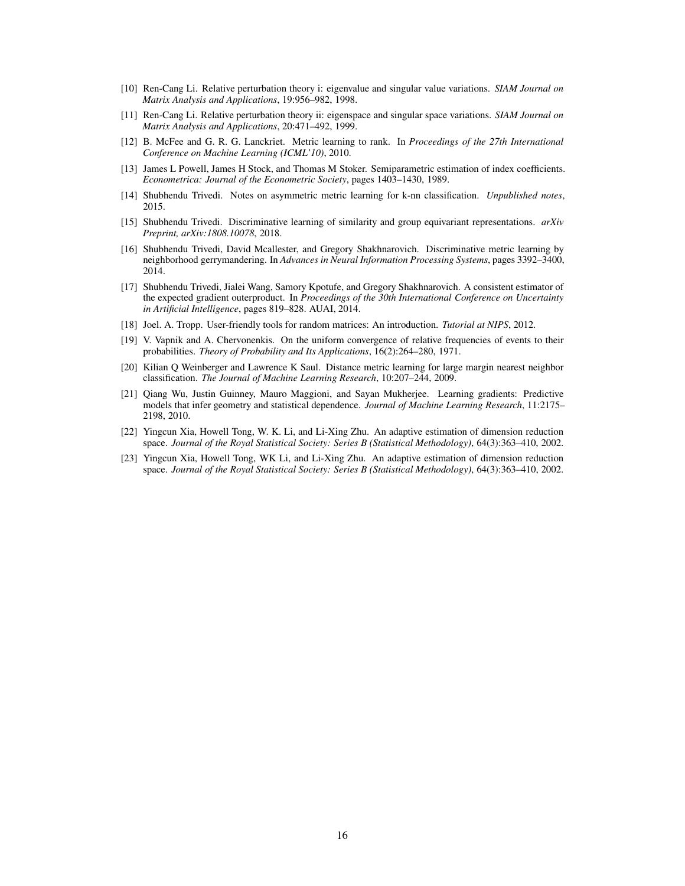[10] Ren-Cang Li. Relative perturbation theory i: eigenvalue and singular value variations. *SIAM Journal on Matrix Analysis and Applications*, 19:956–982, 1998.

[11] Ren-Cang Li. Relative perturbation theory ii: eigenspace and singular space variations. *SIAM Journal on Matrix Analysis and Applications*, 20:471–492, 1999.

[12] B. McFee and G. R. G. Lanckriet. Metric learning to rank. In *Proceedings of the 27th International Conference on Machine Learning (ICML'10)*, 2010.

[13] James L Powell, James H Stock, and Thomas M Stoker. Semiparametric estimation of index coefficients. *Econometrica: Journal of the Econometric Society*, pages 1403–1430, 1989.

[14] Shubhendu Trivedi. Notes on asymmetric metric learning for k-nn classification. *Unpublished notes*, 2015.

[15] Shubhendu Trivedi. Discriminative learning of similarity and group equivariant representations. *arXiv Preprint, arXiv:1808.10078*, 2018.

[16] Shubhendu Trivedi, David Mcallester, and Gregory Shakhnarovich. Discriminative metric learning by neighborhood gerrymandering. In *Advances in Neural Information Processing Systems*, pages 3392–3400, 2014.

[17] Shubhendu Trivedi, Jialei Wang, Samory Kpotufe, and Gregory Shakhnarovich. A consistent estimator of the expected gradient outerproduct. In *Proceedings of the 30th International Conference on Uncertainty in Artificial Intelligence*, pages 819–828. AUAI, 2014.

[18] Joel. A. Tropp. User-friendly tools for random matrices: An introduction. *Tutorial at NIPS*, 2012.

[19] V. Vapnik and A. Chervonenkis. On the uniform convergence of relative frequencies of events to their probabilities. *Theory of Probability and Its Applications*, 16(2):264–280, 1971.

[20] Kilian Q Weinberger and Lawrence K Saul. Distance metric learning for large margin nearest neighbor classification. *The Journal of Machine Learning Research*, 10:207–244, 2009.

[21] Qiang Wu, Justin Guinney, Mauro Maggioni, and Sayan Mukherjee. Learning gradients: Predictive models that infer geometry and statistical dependence. *Journal of Machine Learning Research*, 11:2175–2198, 2010.

[22] Yingcun Xia, Howell Tong, W. K. Li, and Li-Xing Zhu. An adaptive estimation of dimension reduction space. *Journal of the Royal Statistical Society: Series B (Statistical Methodology)*, 64(3):363–410, 2002.

[23] Yingcun Xia, Howell Tong, WK Li, and Li-Xing Zhu. An adaptive estimation of dimension reduction space. *Journal of the Royal Statistical Society: Series B (Statistical Methodology)*, 64(3):363–410, 2002.